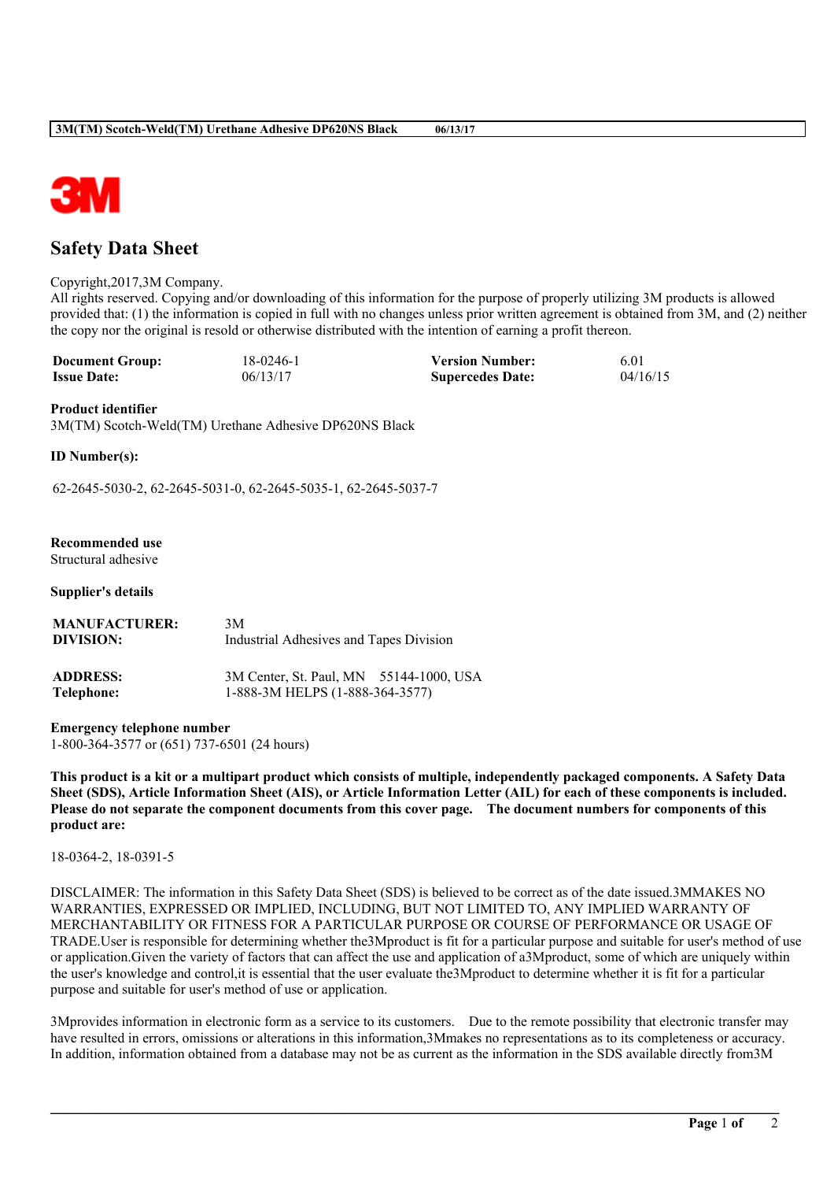# Safety Data Sheet

Copyright,2017,3M Company.
All rights reserved. Copying and/or downloading of this information for the purpose of properly utilizing 3M products is allowed provided that: (1) the information is copied in full with no changes unless prior written agreement is obtained from 3M, and (2) neither the copy nor the original is resold or otherwise distributed with the intention of earning a profit thereon.

| | | | |
|---|---|---|---|
| **Document Group:** | 18-0246-1 | **Version Number:** | 6.01 |
| **Issue Date:** | 06/13/17 | **Supercedes Date:** | 04/16/15 |

**Product identifier**
3M(TM) Scotch-Weld(TM) Urethane Adhesive DP620NS Black

**ID Number(s):**

62-2645-5030-2, 62-2645-5031-0, 62-2645-5035-1, 62-2645-5037-7

**Recommended use**
Structural adhesive

**Supplier's details**

| | |
|---|---|
| **MANUFACTURER:** | 3M |
| **DIVISION:** | Industrial Adhesives and Tapes Division |
| **ADDRESS:** | 3M Center, St. Paul, MN 55144-1000, USA |
| **Telephone:** | 1-888-3M HELPS (1-888-364-3577) |

**Emergency telephone number**
1-800-364-3577 or (651) 737-6501 (24 hours)

**This product is a kit or a multipart product which consists of multiple, independently packaged components. A Safety Data Sheet (SDS), Article Information Sheet (AIS), or Article Information Letter (AIL) for each of these components is included. Please do not separate the component documents from this cover page. The document numbers for components of this product are:**

18-0364-2, 18-0391-5

DISCLAIMER: The information in this Safety Data Sheet (SDS) is believed to be correct as of the date issued.3MMAKES NO WARRANTIES, EXPRESSED OR IMPLIED, INCLUDING, BUT NOT LIMITED TO, ANY IMPLIED WARRANTY OF MERCHANTABILITY OR FITNESS FOR A PARTICULAR PURPOSE OR COURSE OF PERFORMANCE OR USAGE OF TRADE.User is responsible for determining whether the3Mproduct is fit for a particular purpose and suitable for user's method of use or application.Given the variety of factors that can affect the use and application of a3Mproduct, some of which are uniquely within the user's knowledge and control,it is essential that the user evaluate the3Mproduct to determine whether it is fit for a particular purpose and suitable for user's method of use or application.

3Mprovides information in electronic form as a service to its customers. Due to the remote possibility that electronic transfer may have resulted in errors, omissions or alterations in this information,3Mmakes no representations as to its completeness or accuracy. In addition, information obtained from a database may not be as current as the information in the SDS available directly from3M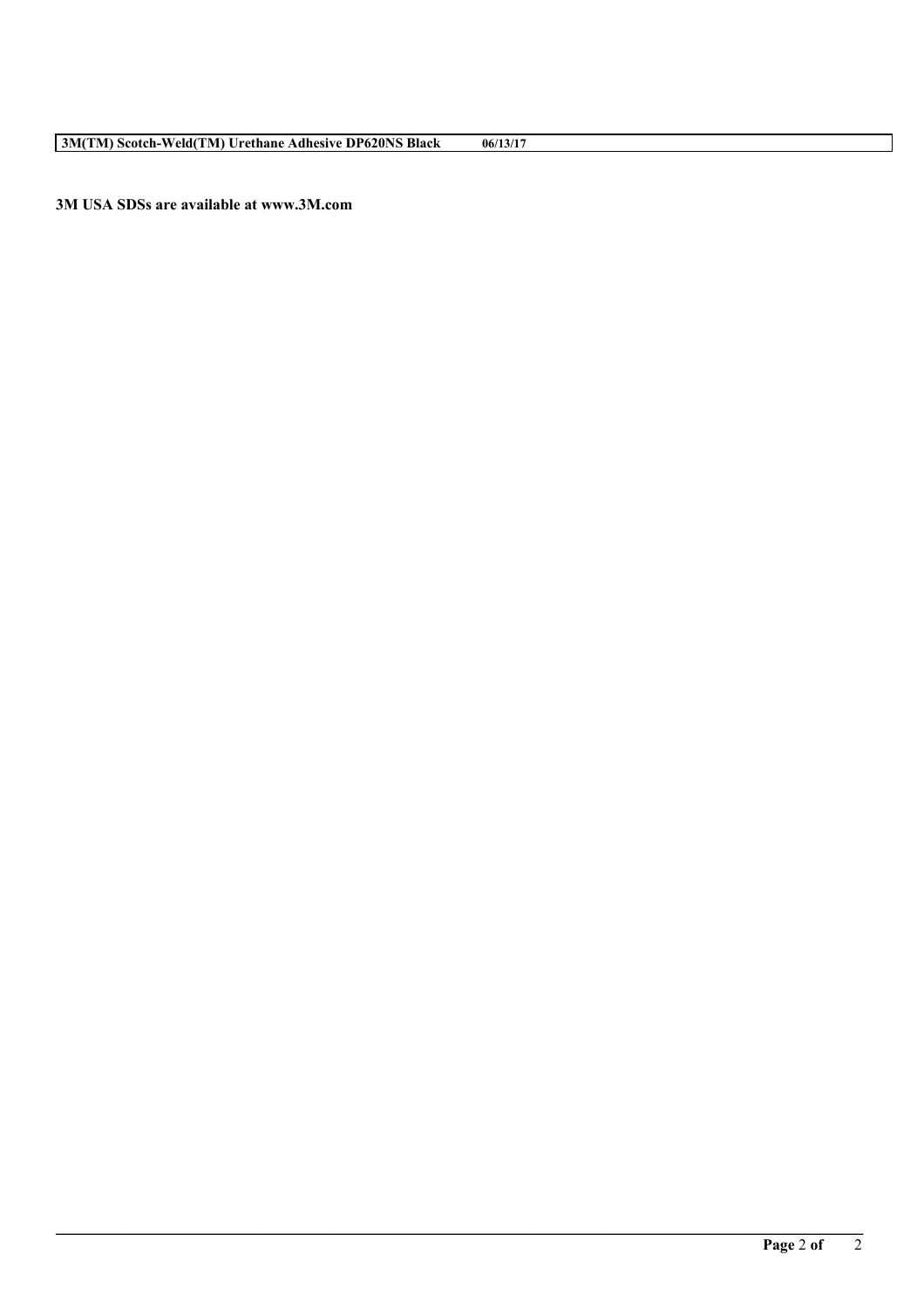**3M USA SDSs are available at www.3M.com**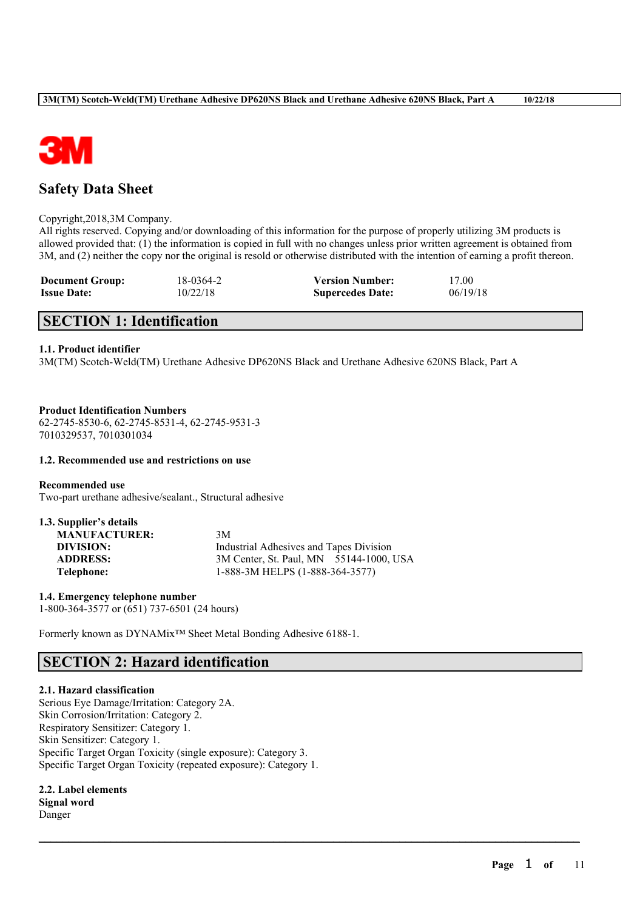# Safety Data Sheet

Copyright,2018,3M Company.
All rights reserved. Copying and/or downloading of this information for the purpose of properly utilizing 3M products is allowed provided that: (1) the information is copied in full with no changes unless prior written agreement is obtained from 3M, and (2) neither the copy nor the original is resold or otherwise distributed with the intention of earning a profit thereon.

| | | | |
|---|---|---|---|
| **Document Group:** | 18-0364-2 | **Version Number:** | 17.00 |
| **Issue Date:** | 10/22/18 | **Supercedes Date:** | 06/19/18 |

## SECTION 1: Identification

### 1.1. Product identifier

3M(TM) Scotch-Weld(TM) Urethane Adhesive DP620NS Black and Urethane Adhesive 620NS Black, Part A

**Product Identification Numbers**
62-2745-8530-6, 62-2745-8531-4, 62-2745-9531-3
7010329537, 7010301034

### 1.2. Recommended use and restrictions on use

**Recommended use**
Two-part urethane adhesive/sealant., Structural adhesive

### 1.3. Supplier's details

| | |
|---|---|
| **MANUFACTURER:** | 3M |
| **DIVISION:** | Industrial Adhesives and Tapes Division |
| **ADDRESS:** | 3M Center, St. Paul, MN 55144-1000, USA |
| **Telephone:** | 1-888-3M HELPS (1-888-364-3577) |

### 1.4. Emergency telephone number

1-800-364-3577 or (651) 737-6501 (24 hours)

Formerly known as DYNAMix™ Sheet Metal Bonding Adhesive 6188-1.

## SECTION 2: Hazard identification

### 2.1. Hazard classification

Serious Eye Damage/Irritation: Category 2A.
Skin Corrosion/Irritation: Category 2.
Respiratory Sensitizer: Category 1.
Skin Sensitizer: Category 1.
Specific Target Organ Toxicity (single exposure): Category 3.
Specific Target Organ Toxicity (repeated exposure): Category 1.

### 2.2. Label elements

**Signal word**
Danger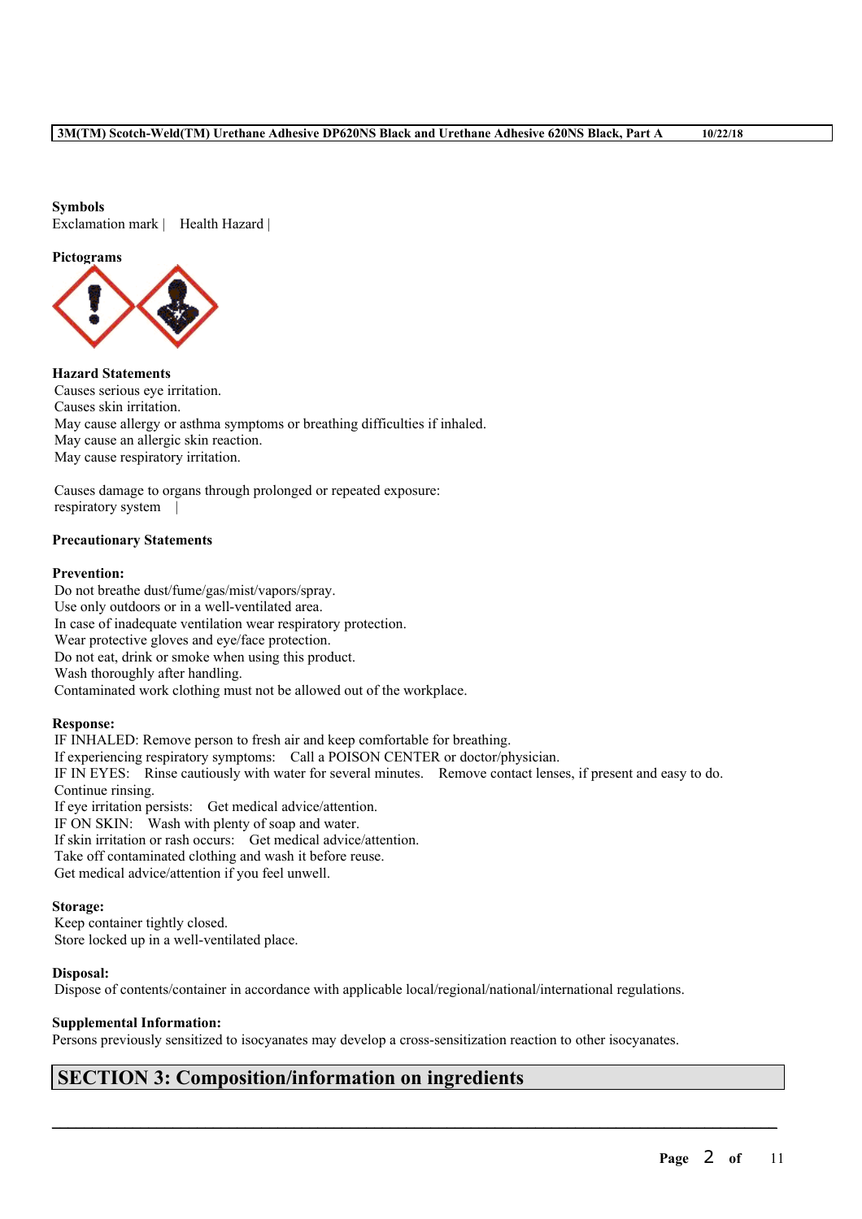**Symbols**

Exclamation mark | Health Hazard |

**Pictograms**

**Hazard Statements**

Causes serious eye irritation.
Causes skin irritation.
May cause allergy or asthma symptoms or breathing difficulties if inhaled.
May cause an allergic skin reaction.
May cause respiratory irritation.

Causes damage to organs through prolonged or repeated exposure:
respiratory system |

**Precautionary Statements**

**Prevention:**

Do not breathe dust/fume/gas/mist/vapors/spray.
Use only outdoors or in a well-ventilated area.
In case of inadequate ventilation wear respiratory protection.
Wear protective gloves and eye/face protection.
Do not eat, drink or smoke when using this product.
Wash thoroughly after handling.
Contaminated work clothing must not be allowed out of the workplace.

**Response:**

IF INHALED: Remove person to fresh air and keep comfortable for breathing.
If experiencing respiratory symptoms: Call a POISON CENTER or doctor/physician.
IF IN EYES: Rinse cautiously with water for several minutes. Remove contact lenses, if present and easy to do. Continue rinsing.
If eye irritation persists: Get medical advice/attention.
IF ON SKIN: Wash with plenty of soap and water.
If skin irritation or rash occurs: Get medical advice/attention.
Take off contaminated clothing and wash it before reuse.
Get medical advice/attention if you feel unwell.

**Storage:**

Keep container tightly closed.
Store locked up in a well-ventilated place.

**Disposal:**

Dispose of contents/container in accordance with applicable local/regional/national/international regulations.

**Supplemental Information:**

Persons previously sensitized to isocyanates may develop a cross-sensitization reaction to other isocyanates.

## SECTION 3: Composition/information on ingredients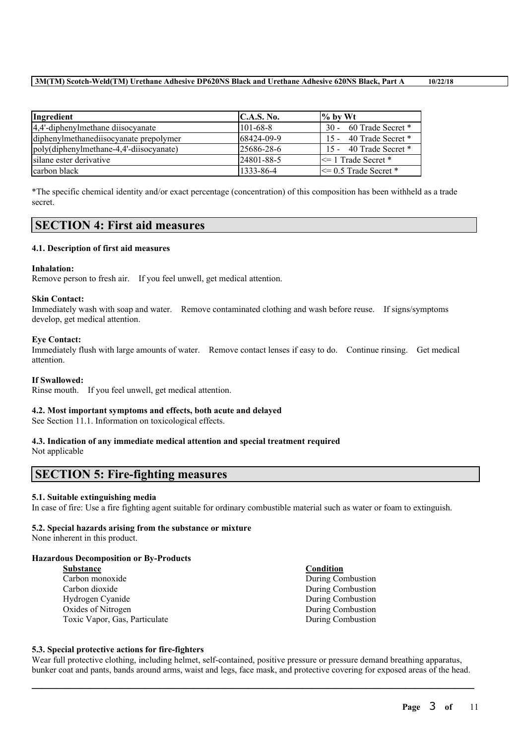| Ingredient | C.A.S. No. | % by Wt |
| --- | --- | --- |
| 4,4'-diphenylmethane diisocyanate | 101-68-8 | 30 - 60 Trade Secret * |
| diphenylmethanediisocyanate prepolymer | 68424-09-9 | 15 - 40 Trade Secret * |
| poly(diphenylmethane-4,4'-diisocyanate) | 25686-28-6 | 15 - 40 Trade Secret * |
| silane ester derivative | 24801-88-5 | <= 1 Trade Secret * |
| carbon black | 1333-86-4 | <= 0.5 Trade Secret * |

*The specific chemical identity and/or exact percentage (concentration) of this composition has been withheld as a trade secret.

## SECTION 4: First aid measures

### 4.1. Description of first aid measures

**Inhalation:**
Remove person to fresh air. If you feel unwell, get medical attention.

**Skin Contact:**
Immediately wash with soap and water. Remove contaminated clothing and wash before reuse. If signs/symptoms develop, get medical attention.

**Eye Contact:**
Immediately flush with large amounts of water. Remove contact lenses if easy to do. Continue rinsing. Get medical attention.

**If Swallowed:**
Rinse mouth. If you feel unwell, get medical attention.

### 4.2. Most important symptoms and effects, both acute and delayed

See Section 11.1. Information on toxicological effects.

### 4.3. Indication of any immediate medical attention and special treatment required

Not applicable

## SECTION 5: Fire-fighting measures

### 5.1. Suitable extinguishing media

In case of fire: Use a fire fighting agent suitable for ordinary combustible material such as water or foam to extinguish.

### 5.2. Special hazards arising from the substance or mixture

None inherent in this product.

**Hazardous Decomposition or By-Products**

| Substance | Condition |
| --- | --- |
| Carbon monoxide | During Combustion |
| Carbon dioxide | During Combustion |
| Hydrogen Cyanide | During Combustion |
| Oxides of Nitrogen | During Combustion |
| Toxic Vapor, Gas, Particulate | During Combustion |

### 5.3. Special protective actions for fire-fighters

Wear full protective clothing, including helmet, self-contained, positive pressure or pressure demand breathing apparatus, bunker coat and pants, bands around arms, waist and legs, face mask, and protective covering for exposed areas of the head.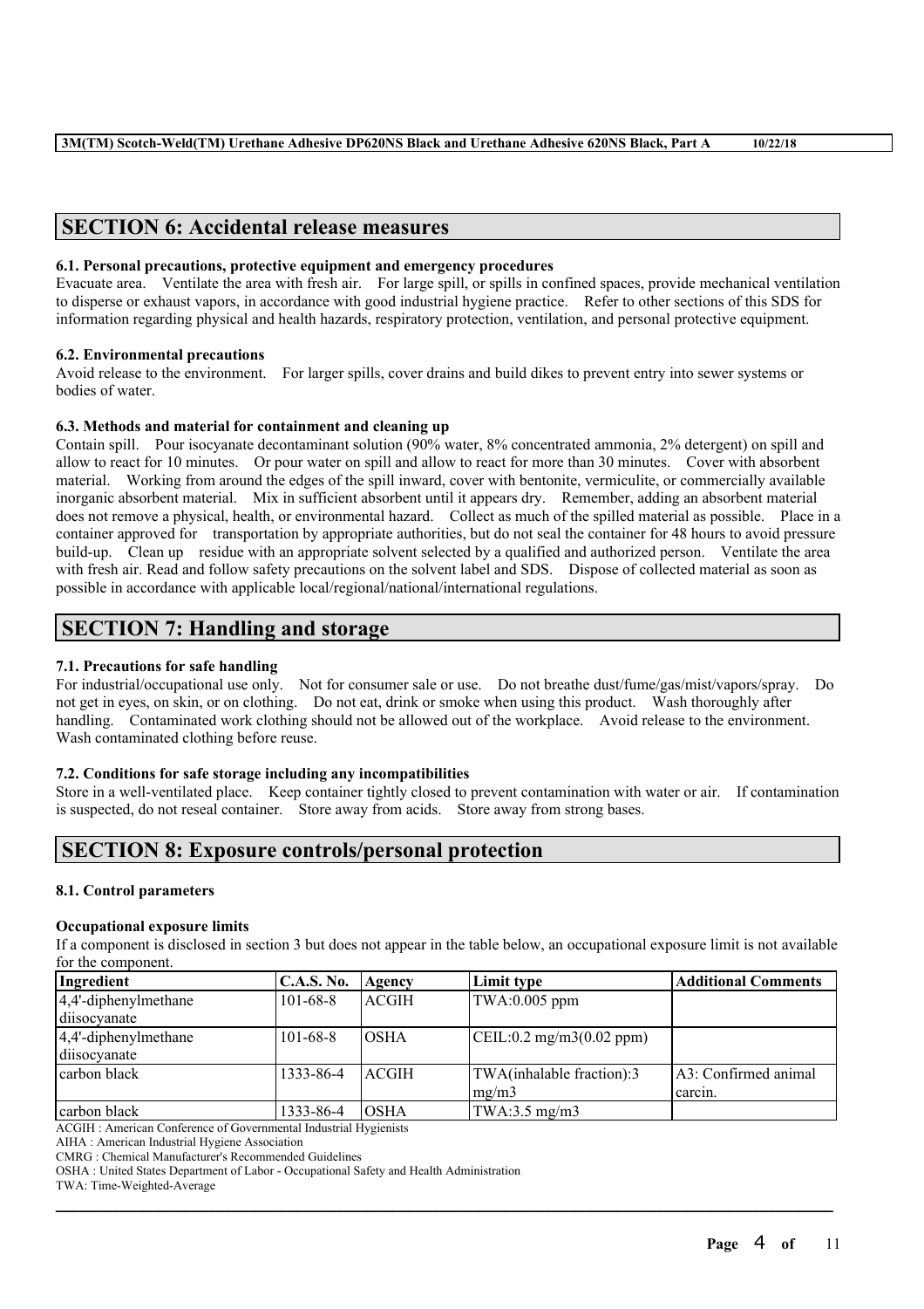## SECTION 6: Accidental release measures

### 6.1. Personal precautions, protective equipment and emergency procedures

Evacuate area. Ventilate the area with fresh air. For large spill, or spills in confined spaces, provide mechanical ventilation to disperse or exhaust vapors, in accordance with good industrial hygiene practice. Refer to other sections of this SDS for information regarding physical and health hazards, respiratory protection, ventilation, and personal protective equipment.

### 6.2. Environmental precautions

Avoid release to the environment. For larger spills, cover drains and build dikes to prevent entry into sewer systems or bodies of water.

### 6.3. Methods and material for containment and cleaning up

Contain spill. Pour isocyanate decontaminant solution (90% water, 8% concentrated ammonia, 2% detergent) on spill and allow to react for 10 minutes. Or pour water on spill and allow to react for more than 30 minutes. Cover with absorbent material. Working from around the edges of the spill inward, cover with bentonite, vermiculite, or commercially available inorganic absorbent material. Mix in sufficient absorbent until it appears dry. Remember, adding an absorbent material does not remove a physical, health, or environmental hazard. Collect as much of the spilled material as possible. Place in a container approved for transportation by appropriate authorities, but do not seal the container for 48 hours to avoid pressure build-up. Clean up residue with an appropriate solvent selected by a qualified and authorized person. Ventilate the area with fresh air. Read and follow safety precautions on the solvent label and SDS. Dispose of collected material as soon as possible in accordance with applicable local/regional/national/international regulations.

## SECTION 7: Handling and storage

### 7.1. Precautions for safe handling

For industrial/occupational use only. Not for consumer sale or use. Do not breathe dust/fume/gas/mist/vapors/spray. Do not get in eyes, on skin, or on clothing. Do not eat, drink or smoke when using this product. Wash thoroughly after handling. Contaminated work clothing should not be allowed out of the workplace. Avoid release to the environment. Wash contaminated clothing before reuse.

### 7.2. Conditions for safe storage including any incompatibilities

Store in a well-ventilated place. Keep container tightly closed to prevent contamination with water or air. If contamination is suspected, do not reseal container. Store away from acids. Store away from strong bases.

## SECTION 8: Exposure controls/personal protection

### 8.1. Control parameters

**Occupational exposure limits**

If a component is disclosed in section 3 but does not appear in the table below, an occupational exposure limit is not available for the component.

| Ingredient | C.A.S. No. | Agency | Limit type | Additional Comments |
|---|---|---|---|---|
| 4,4'-diphenylmethane diisocyanate | 101-68-8 | ACGIH | TWA:0.005 ppm | |
| 4,4'-diphenylmethane diisocyanate | 101-68-8 | OSHA | CEIL:0.2 mg/m3(0.02 ppm) | |
| carbon black | 1333-86-4 | ACGIH | TWA(inhalable fraction):3 mg/m3 | A3: Confirmed animal carcin. |
| carbon black | 1333-86-4 | OSHA | TWA:3.5 mg/m3 | |

ACGIH : American Conference of Governmental Industrial Hygienists

AIHA : American Industrial Hygiene Association

CMRG : Chemical Manufacturer's Recommended Guidelines

OSHA : United States Department of Labor - Occupational Safety and Health Administration

TWA: Time-Weighted-Average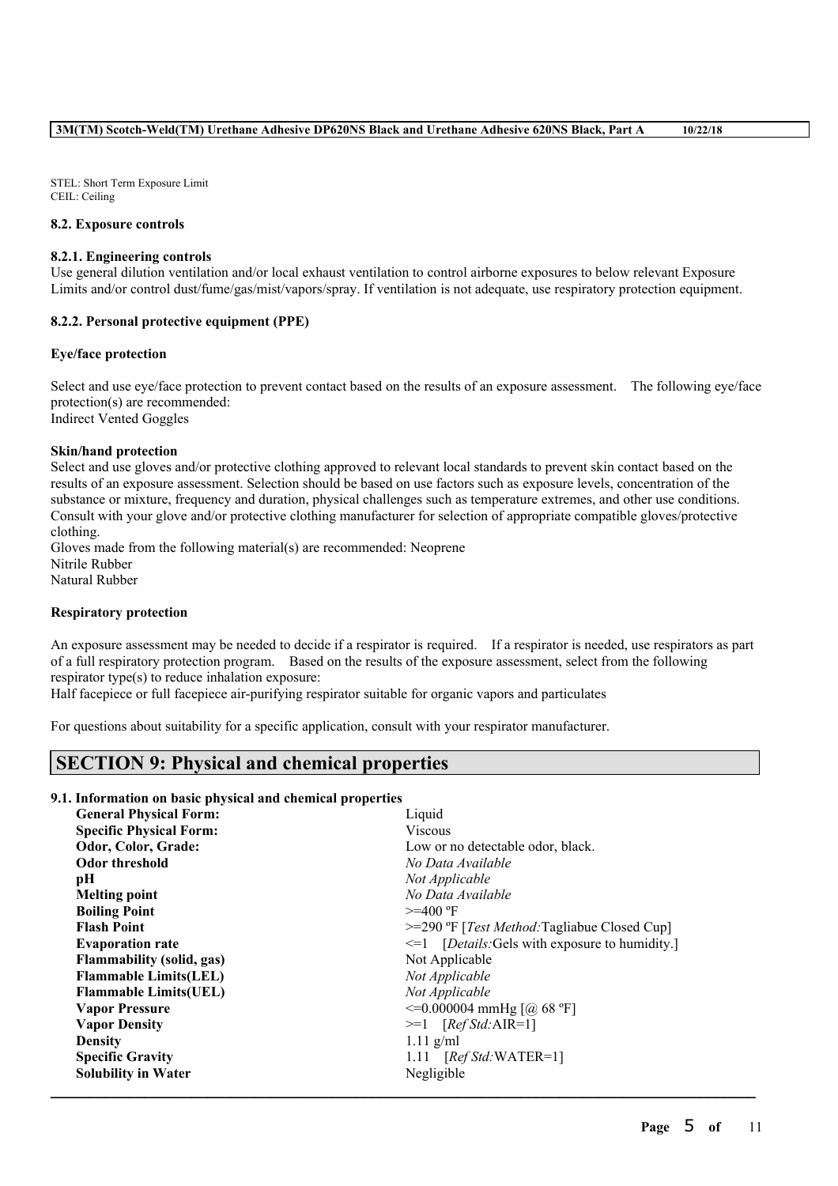STEL: Short Term Exposure Limit
CEIL: Ceiling

### 8.2. Exposure controls

#### 8.2.1. Engineering controls

Use general dilution ventilation and/or local exhaust ventilation to control airborne exposures to below relevant Exposure Limits and/or control dust/fume/gas/mist/vapors/spray. If ventilation is not adequate, use respiratory protection equipment.

#### 8.2.2. Personal protective equipment (PPE)

**Eye/face protection**

Select and use eye/face protection to prevent contact based on the results of an exposure assessment. The following eye/face protection(s) are recommended:
Indirect Vented Goggles

**Skin/hand protection**

Select and use gloves and/or protective clothing approved to relevant local standards to prevent skin contact based on the results of an exposure assessment. Selection should be based on use factors such as exposure levels, concentration of the substance or mixture, frequency and duration, physical challenges such as temperature extremes, and other use conditions. Consult with your glove and/or protective clothing manufacturer for selection of appropriate compatible gloves/protective clothing.

Gloves made from the following material(s) are recommended: Neoprene
Nitrile Rubber
Natural Rubber

**Respiratory protection**

An exposure assessment may be needed to decide if a respirator is required. If a respirator is needed, use respirators as part of a full respiratory protection program. Based on the results of the exposure assessment, select from the following respirator type(s) to reduce inhalation exposure:

Half facepiece or full facepiece air-purifying respirator suitable for organic vapors and particulates

For questions about suitability for a specific application, consult with your respirator manufacturer.

## SECTION 9: Physical and chemical properties

### 9.1. Information on basic physical and chemical properties

| | |
|---|---|
| **General Physical Form:** | Liquid |
| **Specific Physical Form:** | Viscous |
| **Odor, Color, Grade:** | Low or no detectable odor, black. |
| **Odor threshold** | *No Data Available* |
| **pH** | *Not Applicable* |
| **Melting point** | *No Data Available* |
| **Boiling Point** | >=400 ºF |
| **Flash Point** | >=290 ºF [*Test Method:*Tagliabue Closed Cup] |
| **Evaporation rate** | <=1 [*Details:*Gels with exposure to humidity.] |
| **Flammability (solid, gas)** | Not Applicable |
| **Flammable Limits(LEL)** | *Not Applicable* |
| **Flammable Limits(UEL)** | *Not Applicable* |
| **Vapor Pressure** | <=0.000004 mmHg [@ 68 ºF] |
| **Vapor Density** | >=1 [*Ref Std:*AIR=1] |
| **Density** | 1.11 g/ml |
| **Specific Gravity** | 1.11 [*Ref Std:*WATER=1] |
| **Solubility in Water** | Negligible |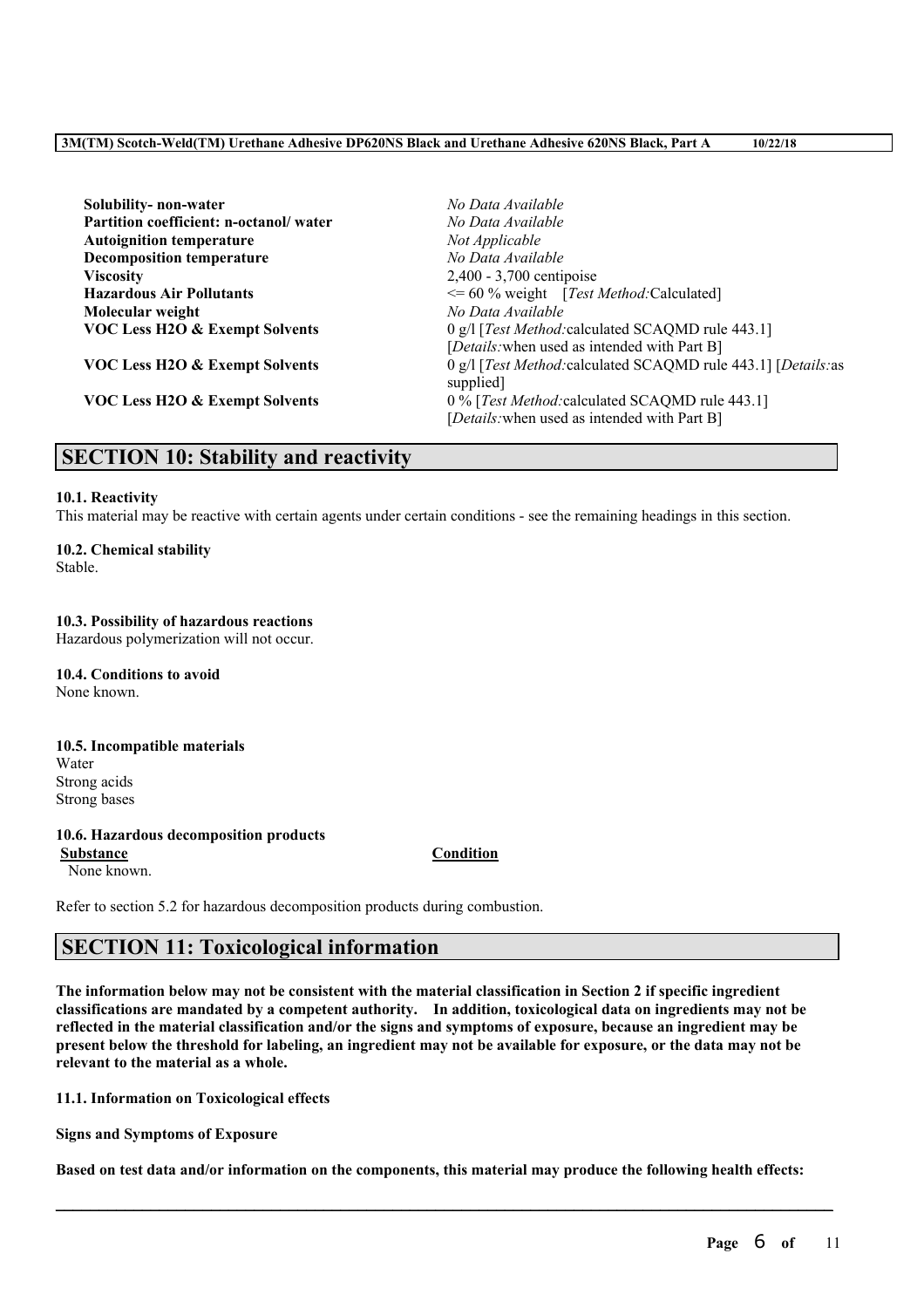| | |
|---|---|
| **Solubility- non-water** | *No Data Available* |
| **Partition coefficient: n-octanol/ water** | *No Data Available* |
| **Autoignition temperature** | *Not Applicable* |
| **Decomposition temperature** | *No Data Available* |
| **Viscosity** | 2,400 - 3,700 centipoise |
| **Hazardous Air Pollutants** | <= 60 % weight [*Test Method:*Calculated] |
| **Molecular weight** | *No Data Available* |
| **VOC Less H2O & Exempt Solvents** | 0 g/l [*Test Method:*calculated SCAQMD rule 443.1] [*Details:*when used as intended with Part B] |
| **VOC Less H2O & Exempt Solvents** | 0 g/l [*Test Method:*calculated SCAQMD rule 443.1] [*Details:*as supplied] |
| **VOC Less H2O & Exempt Solvents** | 0 % [*Test Method:*calculated SCAQMD rule 443.1] [*Details:*when used as intended with Part B] |

## SECTION 10: Stability and reactivity

**10.1. Reactivity**

This material may be reactive with certain agents under certain conditions - see the remaining headings in this section.

**10.2. Chemical stability**

Stable.

**10.3. Possibility of hazardous reactions**

Hazardous polymerization will not occur.

**10.4. Conditions to avoid**

None known.

**10.5. Incompatible materials**

Water
Strong acids
Strong bases

**10.6. Hazardous decomposition products**

| Substance | Condition |
|---|---|
| None known. | |

Refer to section 5.2 for hazardous decomposition products during combustion.

## SECTION 11: Toxicological information

**The information below may not be consistent with the material classification in Section 2 if specific ingredient classifications are mandated by a competent authority. In addition, toxicological data on ingredients may not be reflected in the material classification and/or the signs and symptoms of exposure, because an ingredient may be present below the threshold for labeling, an ingredient may not be available for exposure, or the data may not be relevant to the material as a whole.**

**11.1. Information on Toxicological effects**

**Signs and Symptoms of Exposure**

**Based on test data and/or information on the components, this material may produce the following health effects:**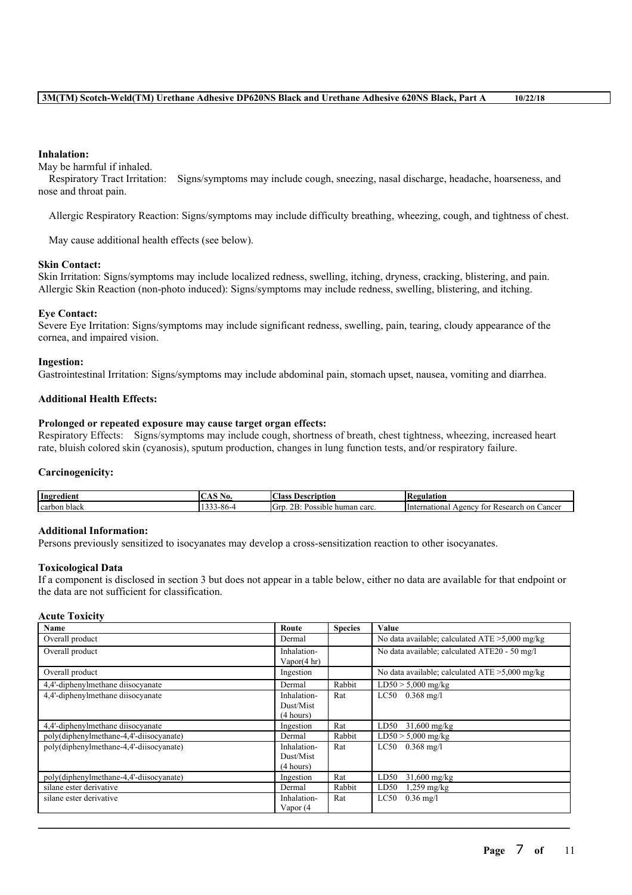**Inhalation:**

May be harmful if inhaled.

Respiratory Tract Irritation: Signs/symptoms may include cough, sneezing, nasal discharge, headache, hoarseness, and nose and throat pain.

Allergic Respiratory Reaction: Signs/symptoms may include difficulty breathing, wheezing, cough, and tightness of chest.

May cause additional health effects (see below).

**Skin Contact:**

Skin Irritation: Signs/symptoms may include localized redness, swelling, itching, dryness, cracking, blistering, and pain.
Allergic Skin Reaction (non-photo induced): Signs/symptoms may include redness, swelling, blistering, and itching.

**Eye Contact:**

Severe Eye Irritation: Signs/symptoms may include significant redness, swelling, pain, tearing, cloudy appearance of the cornea, and impaired vision.

**Ingestion:**

Gastrointestinal Irritation: Signs/symptoms may include abdominal pain, stomach upset, nausea, vomiting and diarrhea.

**Additional Health Effects:**

**Prolonged or repeated exposure may cause target organ effects:**

Respiratory Effects: Signs/symptoms may include cough, shortness of breath, chest tightness, wheezing, increased heart rate, bluish colored skin (cyanosis), sputum production, changes in lung function tests, and/or respiratory failure.

**Carcinogenicity:**

| Ingredient | CAS No. | Class Description | Regulation |
|---|---|---|---|
| carbon black | 1333-86-4 | Grp. 2B: Possible human carc. | International Agency for Research on Cancer |

**Additional Information:**

Persons previously sensitized to isocyanates may develop a cross-sensitization reaction to other isocyanates.

**Toxicological Data**

If a component is disclosed in section 3 but does not appear in a table below, either no data are available for that endpoint or the data are not sufficient for classification.

**Acute Toxicity**

| Name | Route | Species | Value |
|---|---|---|---|
| Overall product | Dermal | | No data available; calculated ATE >5,000 mg/kg |
| Overall product | Inhalation-Vapor(4 hr) | | No data available; calculated ATE20 - 50 mg/l |
| Overall product | Ingestion | | No data available; calculated ATE >5,000 mg/kg |
| 4,4'-diphenylmethane diisocyanate | Dermal | Rabbit | LD50 > 5,000 mg/kg |
| 4,4'-diphenylmethane diisocyanate | Inhalation-Dust/Mist (4 hours) | Rat | LC50 0.368 mg/l |
| 4,4'-diphenylmethane diisocyanate | Ingestion | Rat | LD50 31,600 mg/kg |
| poly(diphenylmethane-4,4'-diisocyanate) | Dermal | Rabbit | LD50 > 5,000 mg/kg |
| poly(diphenylmethane-4,4'-diisocyanate) | Inhalation-Dust/Mist (4 hours) | Rat | LC50 0.368 mg/l |
| poly(diphenylmethane-4,4'-diisocyanate) | Ingestion | Rat | LD50 31,600 mg/kg |
| silane ester derivative | Dermal | Rabbit | LD50 1,259 mg/kg |
| silane ester derivative | Inhalation-Vapor (4 | Rat | LC50 0.36 mg/l |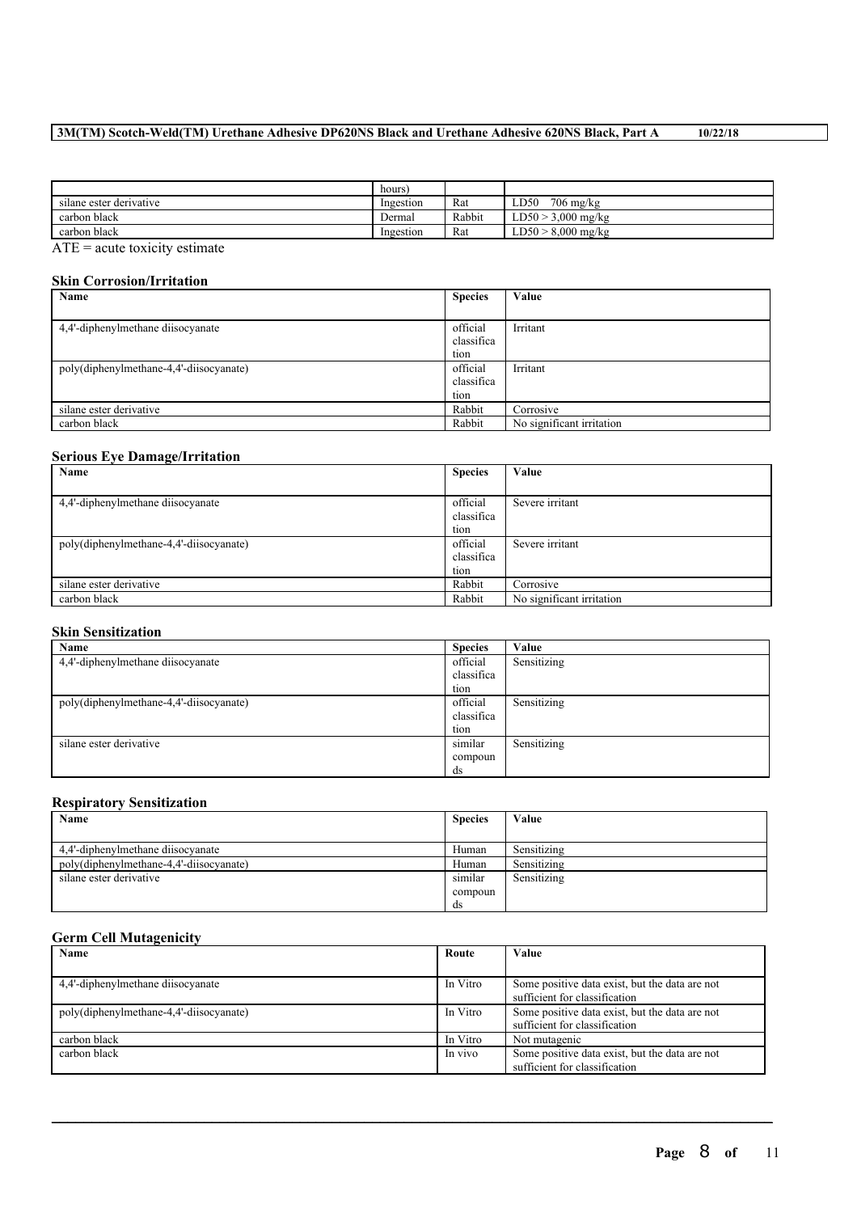| | hours) | | |
|---|---|---|---|
| silane ester derivative | Ingestion | Rat | LD50 706 mg/kg |
| carbon black | Dermal | Rabbit | LD50 > 3,000 mg/kg |
| carbon black | Ingestion | Rat | LD50 > 8,000 mg/kg |

ATE = acute toxicity estimate

### Skin Corrosion/Irritation

| Name | Species | Value |
|---|---|---|
| 4,4'-diphenylmethane diisocyanate | official classification | Irritant |
| poly(diphenylmethane-4,4'-diisocyanate) | official classification | Irritant |
| silane ester derivative | Rabbit | Corrosive |
| carbon black | Rabbit | No significant irritation |

### Serious Eye Damage/Irritation

| Name | Species | Value |
|---|---|---|
| 4,4'-diphenylmethane diisocyanate | official classification | Severe irritant |
| poly(diphenylmethane-4,4'-diisocyanate) | official classification | Severe irritant |
| silane ester derivative | Rabbit | Corrosive |
| carbon black | Rabbit | No significant irritation |

### Skin Sensitization

| Name | Species | Value |
|---|---|---|
| 4,4'-diphenylmethane diisocyanate | official classification | Sensitizing |
| poly(diphenylmethane-4,4'-diisocyanate) | official classification | Sensitizing |
| silane ester derivative | similar compounds | Sensitizing |

### Respiratory Sensitization

| Name | Species | Value |
|---|---|---|
| 4,4'-diphenylmethane diisocyanate | Human | Sensitizing |
| poly(diphenylmethane-4,4'-diisocyanate) | Human | Sensitizing |
| silane ester derivative | similar compounds | Sensitizing |

### Germ Cell Mutagenicity

| Name | Route | Value |
|---|---|---|
| 4,4'-diphenylmethane diisocyanate | In Vitro | Some positive data exist, but the data are not sufficient for classification |
| poly(diphenylmethane-4,4'-diisocyanate) | In Vitro | Some positive data exist, but the data are not sufficient for classification |
| carbon black | In Vitro | Not mutagenic |
| carbon black | In vivo | Some positive data exist, but the data are not sufficient for classification |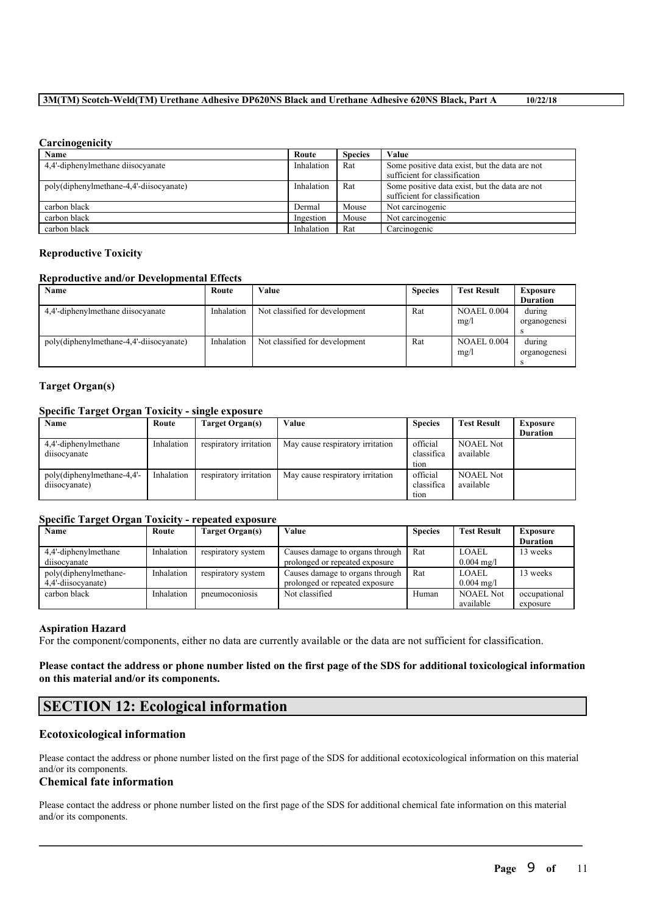### Carcinogenicity

| Name | Route | Species | Value |
|---|---|---|---|
| 4,4'-diphenylmethane diisocyanate | Inhalation | Rat | Some positive data exist, but the data are not sufficient for classification |
| poly(diphenylmethane-4,4'-diisocyanate) | Inhalation | Rat | Some positive data exist, but the data are not sufficient for classification |
| carbon black | Dermal | Mouse | Not carcinogenic |
| carbon black | Ingestion | Mouse | Not carcinogenic |
| carbon black | Inhalation | Rat | Carcinogenic |

### Reproductive Toxicity

### Reproductive and/or Developmental Effects

| Name | Route | Value | Species | Test Result | Exposure Duration |
|---|---|---|---|---|---|
| 4,4'-diphenylmethane diisocyanate | Inhalation | Not classified for development | Rat | NOAEL 0.004 mg/l | during organogenesis |
| poly(diphenylmethane-4,4'-diisocyanate) | Inhalation | Not classified for development | Rat | NOAEL 0.004 mg/l | during organogenesis |

### Target Organ(s)

### Specific Target Organ Toxicity - single exposure

| Name | Route | Target Organ(s) | Value | Species | Test Result | Exposure Duration |
|---|---|---|---|---|---|---|
| 4,4'-diphenylmethane diisocyanate | Inhalation | respiratory irritation | May cause respiratory irritation | official classification | NOAEL Not available | |
| poly(diphenylmethane-4,4'-diisocyanate) | Inhalation | respiratory irritation | May cause respiratory irritation | official classification | NOAEL Not available | |

### Specific Target Organ Toxicity - repeated exposure

| Name | Route | Target Organ(s) | Value | Species | Test Result | Exposure Duration |
|---|---|---|---|---|---|---|
| 4,4'-diphenylmethane diisocyanate | Inhalation | respiratory system | Causes damage to organs through prolonged or repeated exposure | Rat | LOAEL 0.004 mg/l | 13 weeks |
| poly(diphenylmethane-4,4'-diisocyanate) | Inhalation | respiratory system | Causes damage to organs through prolonged or repeated exposure | Rat | LOAEL 0.004 mg/l | 13 weeks |
| carbon black | Inhalation | pneumoconiosis | Not classified | Human | NOAEL Not available | occupational exposure |

### Aspiration Hazard

For the component/components, either no data are currently available or the data are not sufficient for classification.

**Please contact the address or phone number listed on the first page of the SDS for additional toxicological information on this material and/or its components.**

## SECTION 12: Ecological information

### Ecotoxicological information

Please contact the address or phone number listed on the first page of the SDS for additional ecotoxicological information on this material and/or its components.

### Chemical fate information

Please contact the address or phone number listed on the first page of the SDS for additional chemical fate information on this material and/or its components.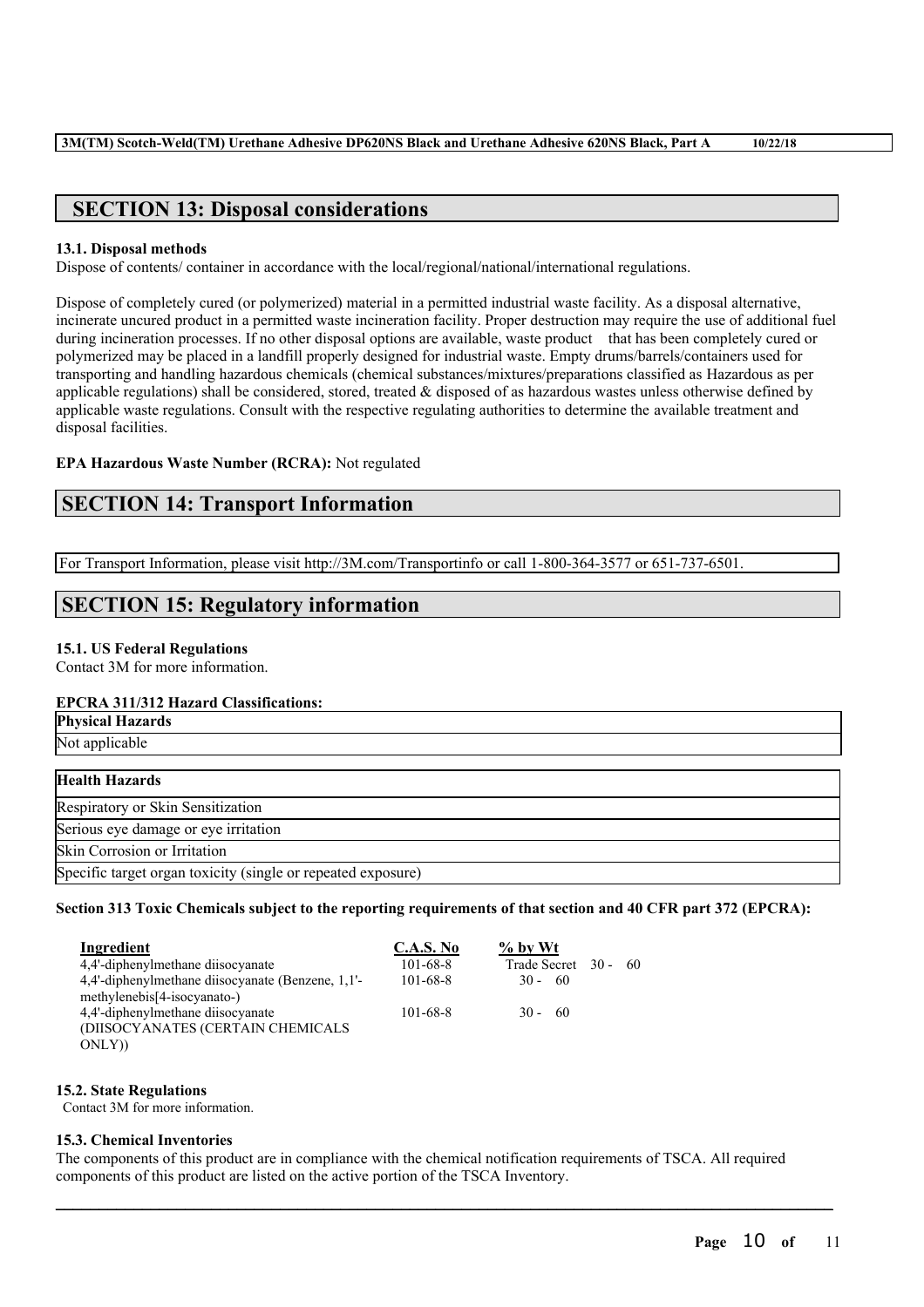## SECTION 13: Disposal considerations

**13.1. Disposal methods**
Dispose of contents/ container in accordance with the local/regional/national/international regulations.

Dispose of completely cured (or polymerized) material in a permitted industrial waste facility. As a disposal alternative, incinerate uncured product in a permitted waste incineration facility. Proper destruction may require the use of additional fuel during incineration processes. If no other disposal options are available, waste product that has been completely cured or polymerized may be placed in a landfill properly designed for industrial waste. Empty drums/barrels/containers used for transporting and handling hazardous chemicals (chemical substances/mixtures/preparations classified as Hazardous as per applicable regulations) shall be considered, stored, treated & disposed of as hazardous wastes unless otherwise defined by applicable waste regulations. Consult with the respective regulating authorities to determine the available treatment and disposal facilities.

**EPA Hazardous Waste Number (RCRA):** Not regulated

## SECTION 14: Transport Information

For Transport Information, please visit http://3M.com/Transportinfo or call 1-800-364-3577 or 651-737-6501.

## SECTION 15: Regulatory information

**15.1. US Federal Regulations**
Contact 3M for more information.

**EPCRA 311/312 Hazard Classifications:**

| **Physical Hazards** |
|---|
| Not applicable |

| **Health Hazards** |
|---|
| Respiratory or Skin Sensitization |
| Serious eye damage or eye irritation |
| Skin Corrosion or Irritation |
| Specific target organ toxicity (single or repeated exposure) |

**Section 313 Toxic Chemicals subject to the reporting requirements of that section and 40 CFR part 372 (EPCRA):**

| Ingredient | C.A.S. No | % by Wt |
|---|---|---|
| 4,4'-diphenylmethane diisocyanate | 101-68-8 | Trade Secret 30 - 60 |
| 4,4'-diphenylmethane diisocyanate (Benzene, 1,1'-methylenebis[4-isocyanato-) | 101-68-8 | 30 - 60 |
| 4,4'-diphenylmethane diisocyanate (DIISOCYANATES (CERTAIN CHEMICALS ONLY)) | 101-68-8 | 30 - 60 |

**15.2. State Regulations**
Contact 3M for more information.

**15.3. Chemical Inventories**
The components of this product are in compliance with the chemical notification requirements of TSCA. All required components of this product are listed on the active portion of the TSCA Inventory.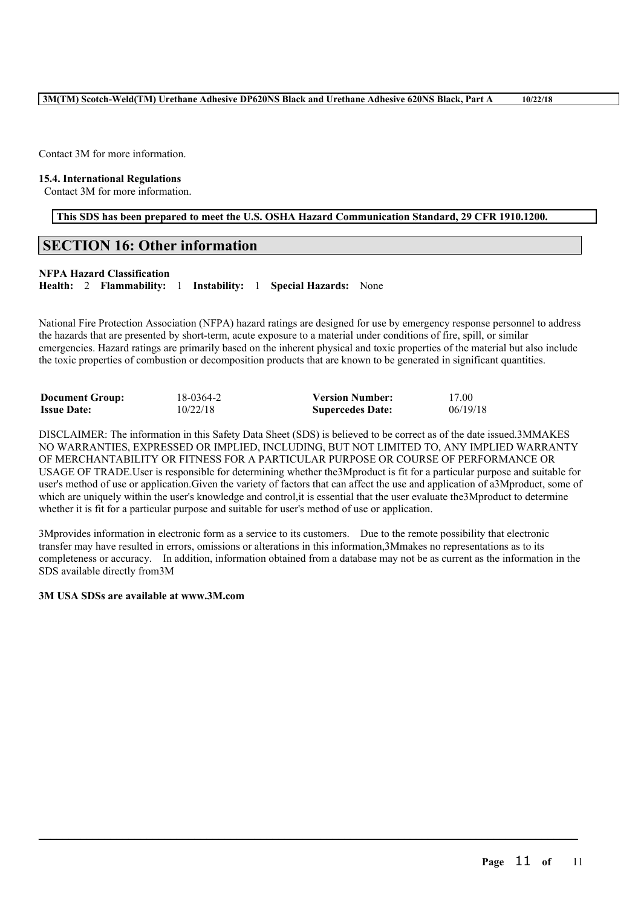Contact 3M for more information.

**15.4. International Regulations**

Contact 3M for more information.

**This SDS has been prepared to meet the U.S. OSHA Hazard Communication Standard, 29 CFR 1910.1200.**

## SECTION 16: Other information

**NFPA Hazard Classification**

**Health:** 2 **Flammability:** 1 **Instability:** 1 **Special Hazards:** None

National Fire Protection Association (NFPA) hazard ratings are designed for use by emergency response personnel to address the hazards that are presented by short-term, acute exposure to a material under conditions of fire, spill, or similar emergencies. Hazard ratings are primarily based on the inherent physical and toxic properties of the material but also include the toxic properties of combustion or decomposition products that are known to be generated in significant quantities.

| | | | |
|---|---|---|---|
| **Document Group:** | 18-0364-2 | **Version Number:** | 17.00 |
| **Issue Date:** | 10/22/18 | **Supercedes Date:** | 06/19/18 |

DISCLAIMER: The information in this Safety Data Sheet (SDS) is believed to be correct as of the date issued.3MMAKES NO WARRANTIES, EXPRESSED OR IMPLIED, INCLUDING, BUT NOT LIMITED TO, ANY IMPLIED WARRANTY OF MERCHANTABILITY OR FITNESS FOR A PARTICULAR PURPOSE OR COURSE OF PERFORMANCE OR USAGE OF TRADE.User is responsible for determining whether the3Mproduct is fit for a particular purpose and suitable for user's method of use or application.Given the variety of factors that can affect the use and application of a3Mproduct, some of which are uniquely within the user's knowledge and control,it is essential that the user evaluate the3Mproduct to determine whether it is fit for a particular purpose and suitable for user's method of use or application.

3Mprovides information in electronic form as a service to its customers. Due to the remote possibility that electronic transfer may have resulted in errors, omissions or alterations in this information,3Mmakes no representations as to its completeness or accuracy. In addition, information obtained from a database may not be as current as the information in the SDS available directly from3M

**3M USA SDSs are available at www.3M.com**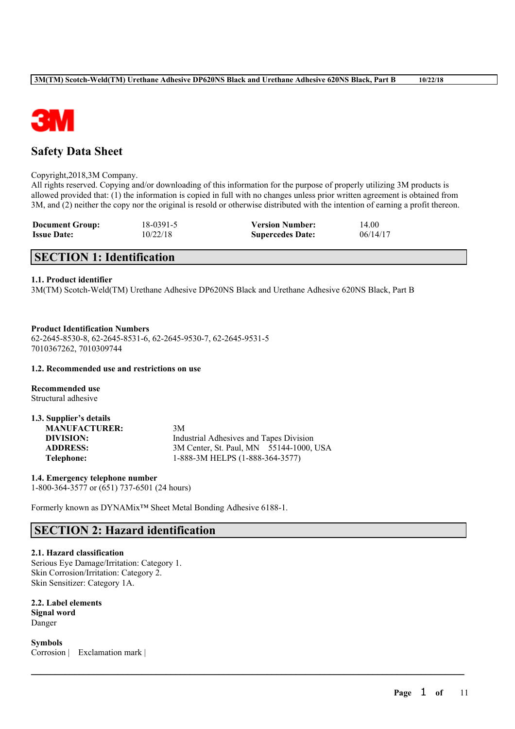# Safety Data Sheet

Copyright,2018,3M Company.
All rights reserved. Copying and/or downloading of this information for the purpose of properly utilizing 3M products is allowed provided that: (1) the information is copied in full with no changes unless prior written agreement is obtained from 3M, and (2) neither the copy nor the original is resold or otherwise distributed with the intention of earning a profit thereon.

| | | | |
|---|---|---|---|
| **Document Group:** | 18-0391-5 | **Version Number:** | 14.00 |
| **Issue Date:** | 10/22/18 | **Supercedes Date:** | 06/14/17 |

## SECTION 1: Identification

### 1.1. Product identifier

3M(TM) Scotch-Weld(TM) Urethane Adhesive DP620NS Black and Urethane Adhesive 620NS Black, Part B

**Product Identification Numbers**
62-2645-8530-8, 62-2645-8531-6, 62-2645-9530-7, 62-2645-9531-5
7010367262, 7010309744

### 1.2. Recommended use and restrictions on use

**Recommended use**
Structural adhesive

### 1.3. Supplier's details

| | |
|---|---|
| **MANUFACTURER:** | 3M |
| **DIVISION:** | Industrial Adhesives and Tapes Division |
| **ADDRESS:** | 3M Center, St. Paul, MN 55144-1000, USA |
| **Telephone:** | 1-888-3M HELPS (1-888-364-3577) |

### 1.4. Emergency telephone number

1-800-364-3577 or (651) 737-6501 (24 hours)

Formerly known as DYNAMix™ Sheet Metal Bonding Adhesive 6188-1.

## SECTION 2: Hazard identification

### 2.1. Hazard classification

Serious Eye Damage/Irritation: Category 1.
Skin Corrosion/Irritation: Category 2.
Skin Sensitizer: Category 1A.

### 2.2. Label elements

**Signal word**
Danger

**Symbols**
Corrosion | Exclamation mark |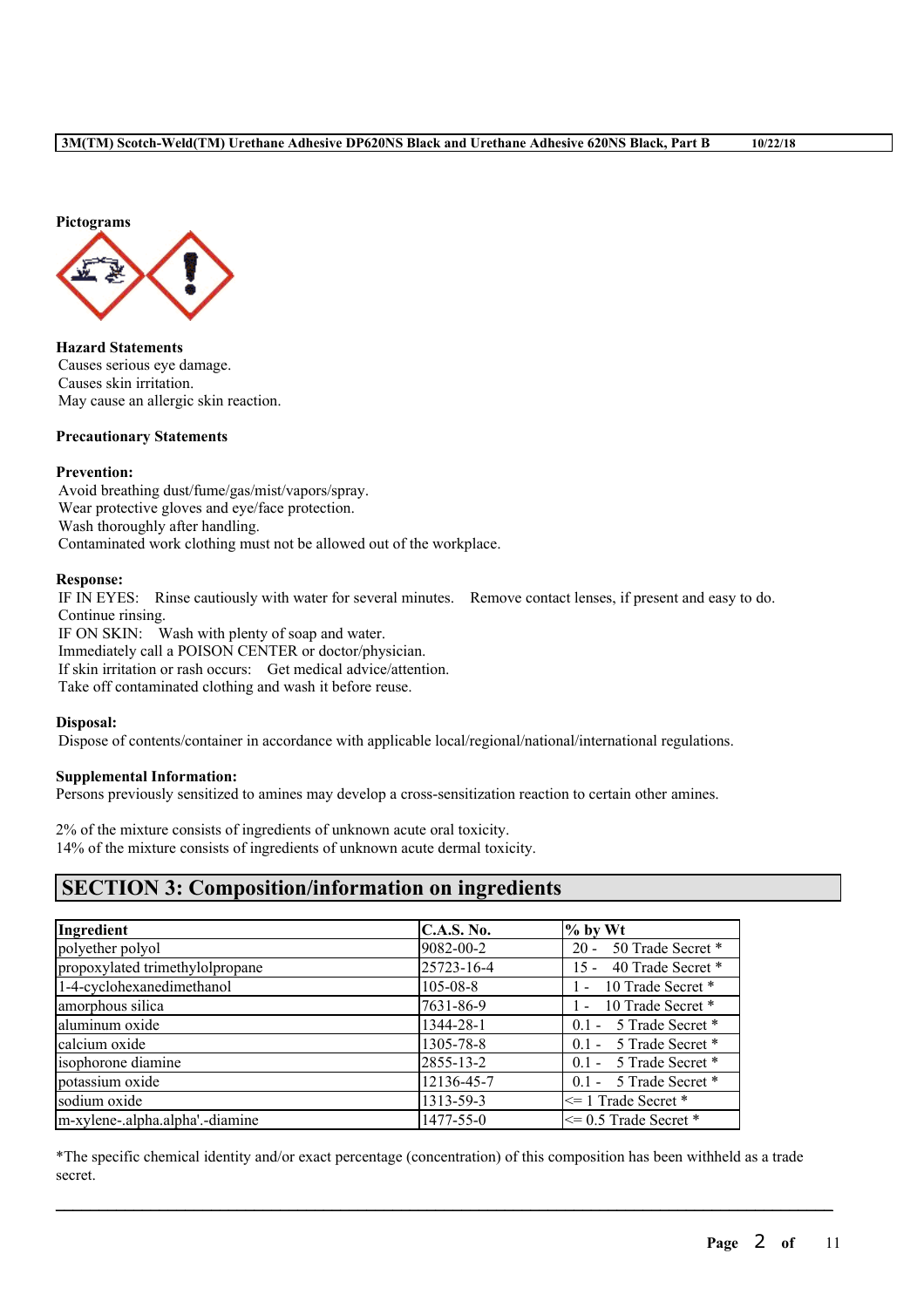**Pictograms**

**Hazard Statements**
Causes serious eye damage.
Causes skin irritation.
May cause an allergic skin reaction.

**Precautionary Statements**

**Prevention:**
Avoid breathing dust/fume/gas/mist/vapors/spray.
Wear protective gloves and eye/face protection.
Wash thoroughly after handling.
Contaminated work clothing must not be allowed out of the workplace.

**Response:**
IF IN EYES: Rinse cautiously with water for several minutes. Remove contact lenses, if present and easy to do. Continue rinsing.
IF ON SKIN: Wash with plenty of soap and water.
Immediately call a POISON CENTER or doctor/physician.
If skin irritation or rash occurs: Get medical advice/attention.
Take off contaminated clothing and wash it before reuse.

**Disposal:**
Dispose of contents/container in accordance with applicable local/regional/national/international regulations.

**Supplemental Information:**
Persons previously sensitized to amines may develop a cross-sensitization reaction to certain other amines.

2% of the mixture consists of ingredients of unknown acute oral toxicity.
14% of the mixture consists of ingredients of unknown acute dermal toxicity.

## SECTION 3: Composition/information on ingredients

| Ingredient | C.A.S. No. | % by Wt |
|---|---|---|
| polyether polyol | 9082-00-2 | 20 - 50 Trade Secret * |
| propoxylated trimethylolpropane | 25723-16-4 | 15 - 40 Trade Secret * |
| 1-4-cyclohexanedimethanol | 105-08-8 | 1 - 10 Trade Secret * |
| amorphous silica | 7631-86-9 | 1 - 10 Trade Secret * |
| aluminum oxide | 1344-28-1 | 0.1 - 5 Trade Secret * |
| calcium oxide | 1305-78-8 | 0.1 - 5 Trade Secret * |
| isophorone diamine | 2855-13-2 | 0.1 - 5 Trade Secret * |
| potassium oxide | 12136-45-7 | 0.1 - 5 Trade Secret * |
| sodium oxide | 1313-59-3 | <= 1 Trade Secret * |
| m-xylene-.alpha.alpha'.-diamine | 1477-55-0 | <= 0.5 Trade Secret * |

*The specific chemical identity and/or exact percentage (concentration) of this composition has been withheld as a trade secret.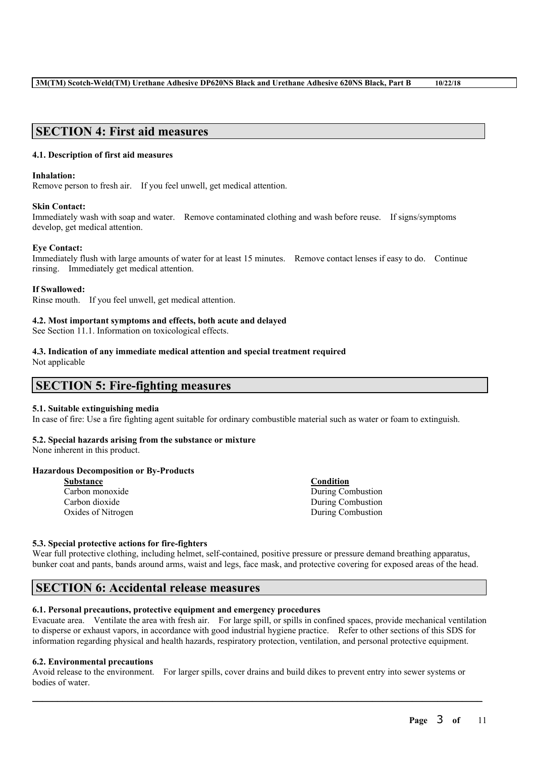## SECTION 4: First aid measures

### 4.1. Description of first aid measures

**Inhalation:**
Remove person to fresh air. If you feel unwell, get medical attention.

**Skin Contact:**
Immediately wash with soap and water. Remove contaminated clothing and wash before reuse. If signs/symptoms develop, get medical attention.

**Eye Contact:**
Immediately flush with large amounts of water for at least 15 minutes. Remove contact lenses if easy to do. Continue rinsing. Immediately get medical attention.

**If Swallowed:**
Rinse mouth. If you feel unwell, get medical attention.

### 4.2. Most important symptoms and effects, both acute and delayed

See Section 11.1. Information on toxicological effects.

### 4.3. Indication of any immediate medical attention and special treatment required

Not applicable

## SECTION 5: Fire-fighting measures

### 5.1. Suitable extinguishing media

In case of fire: Use a fire fighting agent suitable for ordinary combustible material such as water or foam to extinguish.

### 5.2. Special hazards arising from the substance or mixture

None inherent in this product.

**Hazardous Decomposition or By-Products**

| Substance | Condition |
| --- | --- |
| Carbon monoxide | During Combustion |
| Carbon dioxide | During Combustion |
| Oxides of Nitrogen | During Combustion |

### 5.3. Special protective actions for fire-fighters

Wear full protective clothing, including helmet, self-contained, positive pressure or pressure demand breathing apparatus, bunker coat and pants, bands around arms, waist and legs, face mask, and protective covering for exposed areas of the head.

## SECTION 6: Accidental release measures

### 6.1. Personal precautions, protective equipment and emergency procedures

Evacuate area. Ventilate the area with fresh air. For large spill, or spills in confined spaces, provide mechanical ventilation to disperse or exhaust vapors, in accordance with good industrial hygiene practice. Refer to other sections of this SDS for information regarding physical and health hazards, respiratory protection, ventilation, and personal protective equipment.

### 6.2. Environmental precautions

Avoid release to the environment. For larger spills, cover drains and build dikes to prevent entry into sewer systems or bodies of water.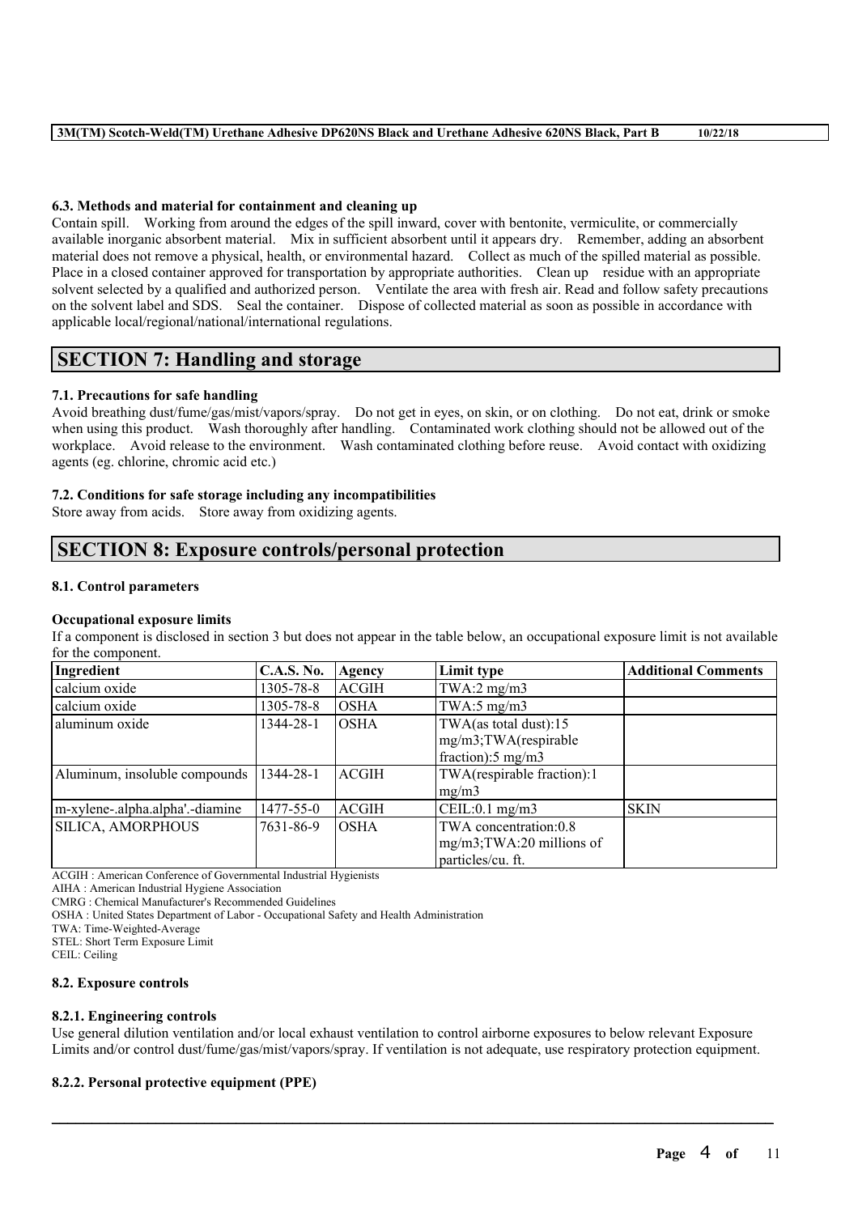#### 6.3. Methods and material for containment and cleaning up

Contain spill. Working from around the edges of the spill inward, cover with bentonite, vermiculite, or commercially available inorganic absorbent material. Mix in sufficient absorbent until it appears dry. Remember, adding an absorbent material does not remove a physical, health, or environmental hazard. Collect as much of the spilled material as possible. Place in a closed container approved for transportation by appropriate authorities. Clean up residue with an appropriate solvent selected by a qualified and authorized person. Ventilate the area with fresh air. Read and follow safety precautions on the solvent label and SDS. Seal the container. Dispose of collected material as soon as possible in accordance with applicable local/regional/national/international regulations.

## SECTION 7: Handling and storage

#### 7.1. Precautions for safe handling

Avoid breathing dust/fume/gas/mist/vapors/spray. Do not get in eyes, on skin, or on clothing. Do not eat, drink or smoke when using this product. Wash thoroughly after handling. Contaminated work clothing should not be allowed out of the workplace. Avoid release to the environment. Wash contaminated clothing before reuse. Avoid contact with oxidizing agents (eg. chlorine, chromic acid etc.)

#### 7.2. Conditions for safe storage including any incompatibilities

Store away from acids. Store away from oxidizing agents.

## SECTION 8: Exposure controls/personal protection

#### 8.1. Control parameters

**Occupational exposure limits**

If a component is disclosed in section 3 but does not appear in the table below, an occupational exposure limit is not available for the component.

| Ingredient | C.A.S. No. | Agency | Limit type | Additional Comments |
|---|---|---|---|---|
| calcium oxide | 1305-78-8 | ACGIH | TWA:2 mg/m3 | |
| calcium oxide | 1305-78-8 | OSHA | TWA:5 mg/m3 | |
| aluminum oxide | 1344-28-1 | OSHA | TWA(as total dust):15 mg/m3;TWA(respirable fraction):5 mg/m3 | |
| Aluminum, insoluble compounds | 1344-28-1 | ACGIH | TWA(respirable fraction):1 mg/m3 | |
| m-xylene-.alpha.alpha'.-diamine | 1477-55-0 | ACGIH | CEIL:0.1 mg/m3 | SKIN |
| SILICA, AMORPHOUS | 7631-86-9 | OSHA | TWA concentration:0.8 mg/m3;TWA:20 millions of particles/cu. ft. | |

ACGIH : American Conference of Governmental Industrial Hygienists
AIHA : American Industrial Hygiene Association
CMRG : Chemical Manufacturer's Recommended Guidelines
OSHA : United States Department of Labor - Occupational Safety and Health Administration
TWA: Time-Weighted-Average
STEL: Short Term Exposure Limit
CEIL: Ceiling

#### 8.2. Exposure controls

#### 8.2.1. Engineering controls

Use general dilution ventilation and/or local exhaust ventilation to control airborne exposures to below relevant Exposure Limits and/or control dust/fume/gas/mist/vapors/spray. If ventilation is not adequate, use respiratory protection equipment.

#### 8.2.2. Personal protective equipment (PPE)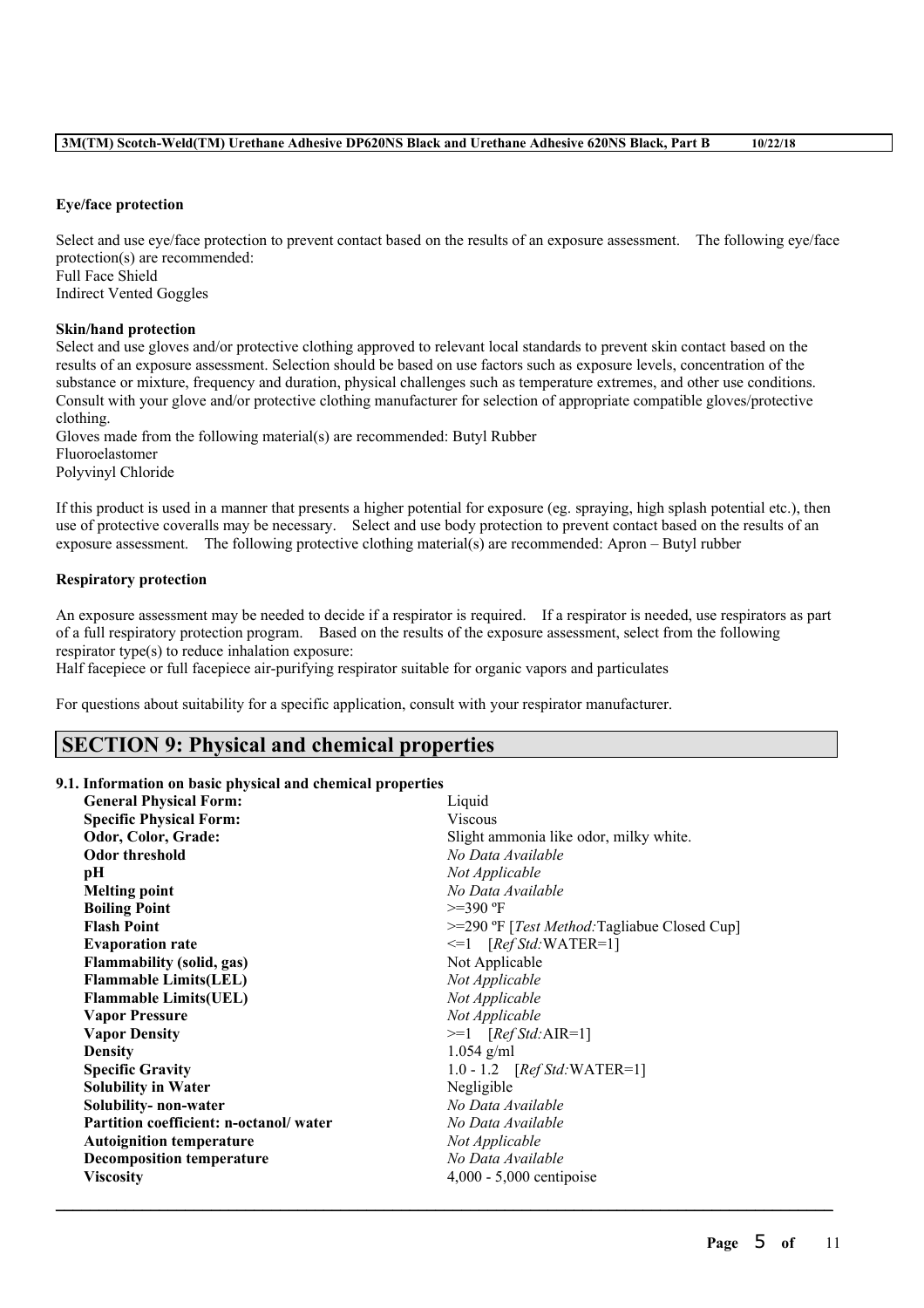**Eye/face protection**

Select and use eye/face protection to prevent contact based on the results of an exposure assessment. The following eye/face protection(s) are recommended:
Full Face Shield
Indirect Vented Goggles

**Skin/hand protection**

Select and use gloves and/or protective clothing approved to relevant local standards to prevent skin contact based on the results of an exposure assessment. Selection should be based on use factors such as exposure levels, concentration of the substance or mixture, frequency and duration, physical challenges such as temperature extremes, and other use conditions. Consult with your glove and/or protective clothing manufacturer for selection of appropriate compatible gloves/protective clothing.
Gloves made from the following material(s) are recommended: Butyl Rubber
Fluoroelastomer
Polyvinyl Chloride

If this product is used in a manner that presents a higher potential for exposure (eg. spraying, high splash potential etc.), then use of protective coveralls may be necessary. Select and use body protection to prevent contact based on the results of an exposure assessment. The following protective clothing material(s) are recommended: Apron – Butyl rubber

**Respiratory protection**

An exposure assessment may be needed to decide if a respirator is required. If a respirator is needed, use respirators as part of a full respiratory protection program. Based on the results of the exposure assessment, select from the following respirator type(s) to reduce inhalation exposure:
Half facepiece or full facepiece air-purifying respirator suitable for organic vapors and particulates

For questions about suitability for a specific application, consult with your respirator manufacturer.

## SECTION 9: Physical and chemical properties

**9.1. Information on basic physical and chemical properties**

| | |
|---|---|
| **General Physical Form:** | Liquid |
| **Specific Physical Form:** | Viscous |
| **Odor, Color, Grade:** | Slight ammonia like odor, milky white. |
| **Odor threshold** | *No Data Available* |
| **pH** | *Not Applicable* |
| **Melting point** | *No Data Available* |
| **Boiling Point** | >=390 ºF |
| **Flash Point** | >=290 ºF [*Test Method:*Tagliabue Closed Cup] |
| **Evaporation rate** | <=1 [*Ref Std:*WATER=1] |
| **Flammability (solid, gas)** | Not Applicable |
| **Flammable Limits(LEL)** | *Not Applicable* |
| **Flammable Limits(UEL)** | *Not Applicable* |
| **Vapor Pressure** | *Not Applicable* |
| **Vapor Density** | >=1 [*Ref Std:*AIR=1] |
| **Density** | 1.054 g/ml |
| **Specific Gravity** | 1.0 - 1.2 [*Ref Std:*WATER=1] |
| **Solubility in Water** | Negligible |
| **Solubility- non-water** | *No Data Available* |
| **Partition coefficient: n-octanol/ water** | *No Data Available* |
| **Autoignition temperature** | *Not Applicable* |
| **Decomposition temperature** | *No Data Available* |
| **Viscosity** | 4,000 - 5,000 centipoise |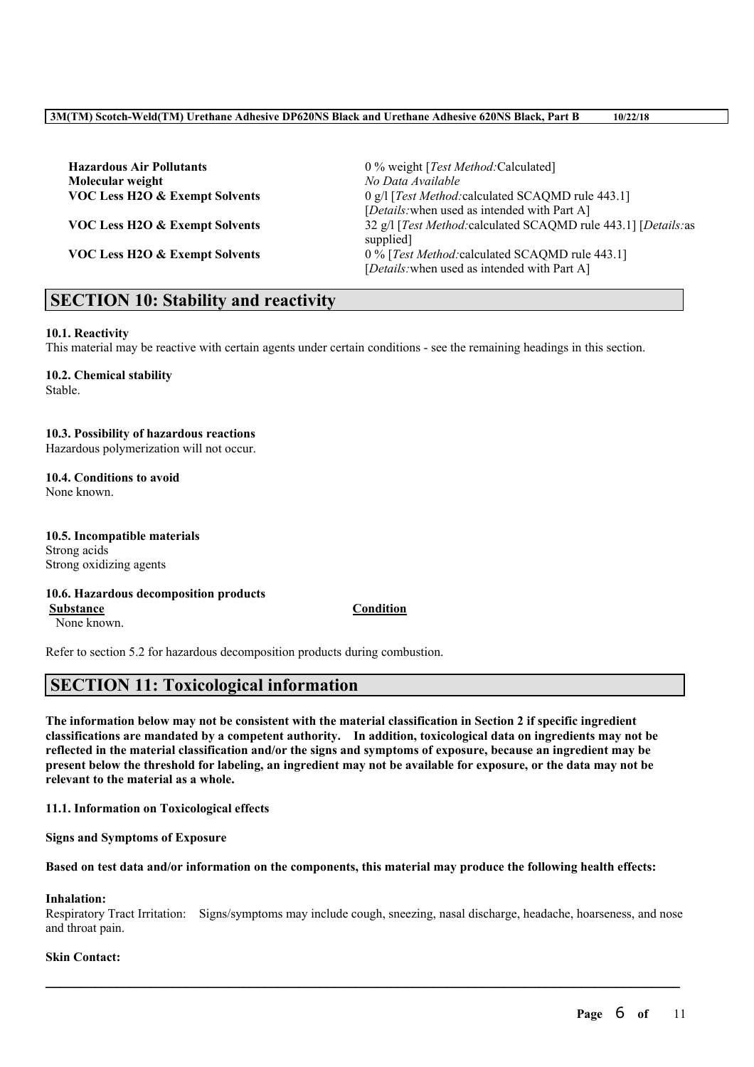| | |
|---|---|
| **Hazardous Air Pollutants** | 0 % weight [*Test Method:*Calculated] |
| **Molecular weight** | *No Data Available* |
| **VOC Less H2O & Exempt Solvents** | 0 g/l [*Test Method:*calculated SCAQMD rule 443.1] [*Details:*when used as intended with Part A] |
| **VOC Less H2O & Exempt Solvents** | 32 g/l [*Test Method:*calculated SCAQMD rule 443.1] [*Details:*as supplied] |
| **VOC Less H2O & Exempt Solvents** | 0 % [*Test Method:*calculated SCAQMD rule 443.1] [*Details:*when used as intended with Part A] |

## SECTION 10: Stability and reactivity

**10.1. Reactivity**
This material may be reactive with certain agents under certain conditions - see the remaining headings in this section.

**10.2. Chemical stability**
Stable.

**10.3. Possibility of hazardous reactions**
Hazardous polymerization will not occur.

**10.4. Conditions to avoid**
None known.

**10.5. Incompatible materials**
Strong acids
Strong oxidizing agents

**10.6. Hazardous decomposition products**

| **Substance** | **Condition** |
|---|---|
| None known. | |

Refer to section 5.2 for hazardous decomposition products during combustion.

## SECTION 11: Toxicological information

**The information below may not be consistent with the material classification in Section 2 if specific ingredient classifications are mandated by a competent authority. In addition, toxicological data on ingredients may not be reflected in the material classification and/or the signs and symptoms of exposure, because an ingredient may be present below the threshold for labeling, an ingredient may not be available for exposure, or the data may not be relevant to the material as a whole.**

**11.1. Information on Toxicological effects**

**Signs and Symptoms of Exposure**

**Based on test data and/or information on the components, this material may produce the following health effects:**

**Inhalation:**
Respiratory Tract Irritation: Signs/symptoms may include cough, sneezing, nasal discharge, headache, hoarseness, and nose and throat pain.

**Skin Contact:**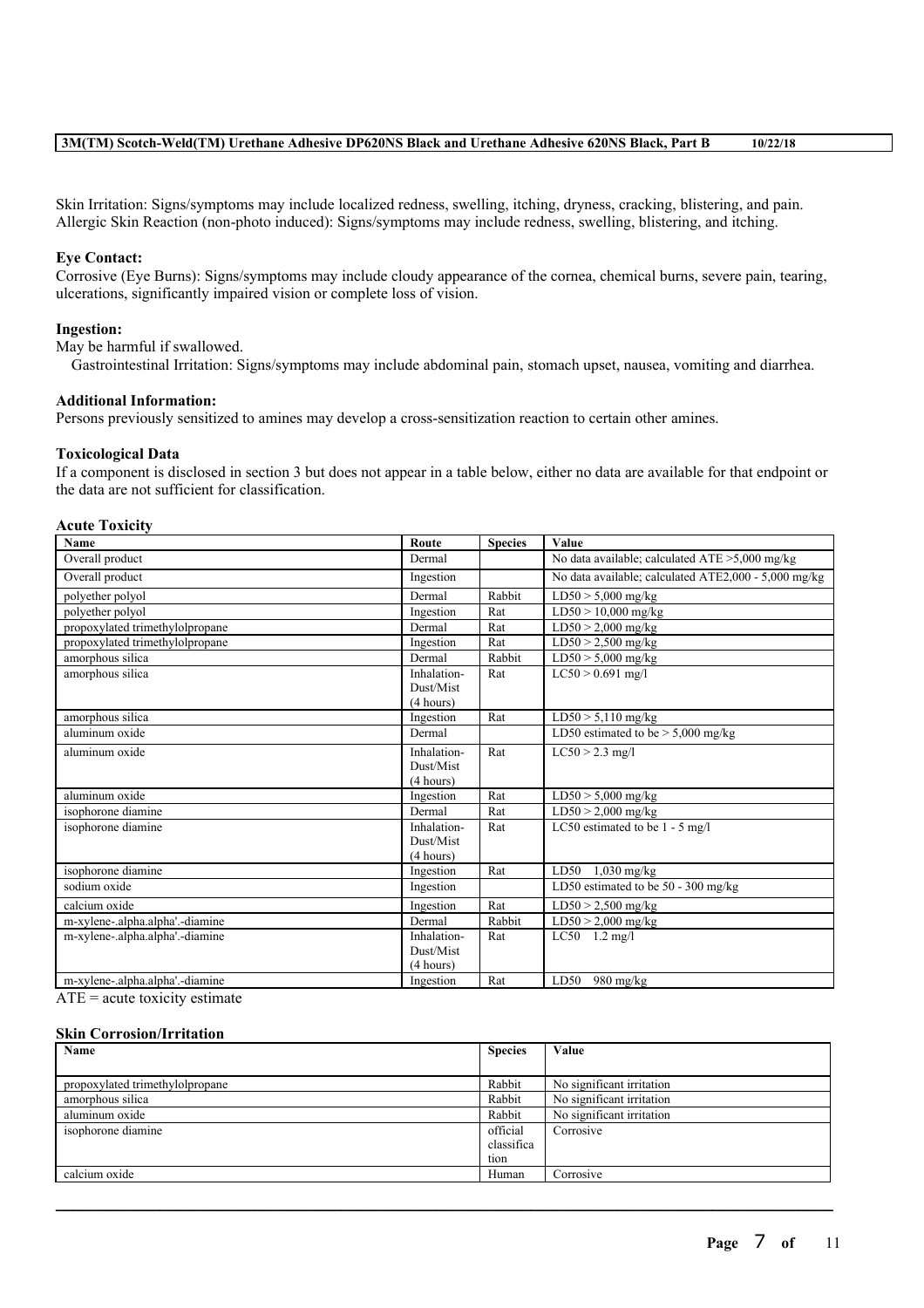Skin Irritation: Signs/symptoms may include localized redness, swelling, itching, dryness, cracking, blistering, and pain.
Allergic Skin Reaction (non-photo induced): Signs/symptoms may include redness, swelling, blistering, and itching.

**Eye Contact:**
Corrosive (Eye Burns): Signs/symptoms may include cloudy appearance of the cornea, chemical burns, severe pain, tearing, ulcerations, significantly impaired vision or complete loss of vision.

**Ingestion:**
May be harmful if swallowed.
Gastrointestinal Irritation: Signs/symptoms may include abdominal pain, stomach upset, nausea, vomiting and diarrhea.

**Additional Information:**
Persons previously sensitized to amines may develop a cross-sensitization reaction to certain other amines.

**Toxicological Data**
If a component is disclosed in section 3 but does not appear in a table below, either no data are available for that endpoint or the data are not sufficient for classification.

**Acute Toxicity**

| Name | Route | Species | Value |
|---|---|---|---|
| Overall product | Dermal | | No data available; calculated ATE >5,000 mg/kg |
| Overall product | Ingestion | | No data available; calculated ATE2,000 - 5,000 mg/kg |
| polyether polyol | Dermal | Rabbit | LD50 > 5,000 mg/kg |
| polyether polyol | Ingestion | Rat | LD50 > 10,000 mg/kg |
| propoxylated trimethylolpropane | Dermal | Rat | LD50 > 2,000 mg/kg |
| propoxylated trimethylolpropane | Ingestion | Rat | LD50 > 2,500 mg/kg |
| amorphous silica | Dermal | Rabbit | LD50 > 5,000 mg/kg |
| amorphous silica | Inhalation-Dust/Mist (4 hours) | Rat | LC50 > 0.691 mg/l |
| amorphous silica | Ingestion | Rat | LD50 > 5,110 mg/kg |
| aluminum oxide | Dermal | | LD50 estimated to be > 5,000 mg/kg |
| aluminum oxide | Inhalation-Dust/Mist (4 hours) | Rat | LC50 > 2.3 mg/l |
| aluminum oxide | Ingestion | Rat | LD50 > 5,000 mg/kg |
| isophorone diamine | Dermal | Rat | LD50 > 2,000 mg/kg |
| isophorone diamine | Inhalation-Dust/Mist (4 hours) | Rat | LC50 estimated to be 1 - 5 mg/l |
| isophorone diamine | Ingestion | Rat | LD50 1,030 mg/kg |
| sodium oxide | Ingestion | | LD50 estimated to be 50 - 300 mg/kg |
| calcium oxide | Ingestion | Rat | LD50 > 2,500 mg/kg |
| m-xylene-.alpha.alpha'.-diamine | Dermal | Rabbit | LD50 > 2,000 mg/kg |
| m-xylene-.alpha.alpha'.-diamine | Inhalation-Dust/Mist (4 hours) | Rat | LC50 1.2 mg/l |
| m-xylene-.alpha.alpha'.-diamine | Ingestion | Rat | LD50 980 mg/kg |

ATE = acute toxicity estimate

**Skin Corrosion/Irritation**

| Name | Species | Value |
|---|---|---|
| propoxylated trimethylolpropane | Rabbit | No significant irritation |
| amorphous silica | Rabbit | No significant irritation |
| aluminum oxide | Rabbit | No significant irritation |
| isophorone diamine | official classification | Corrosive |
| calcium oxide | Human | Corrosive |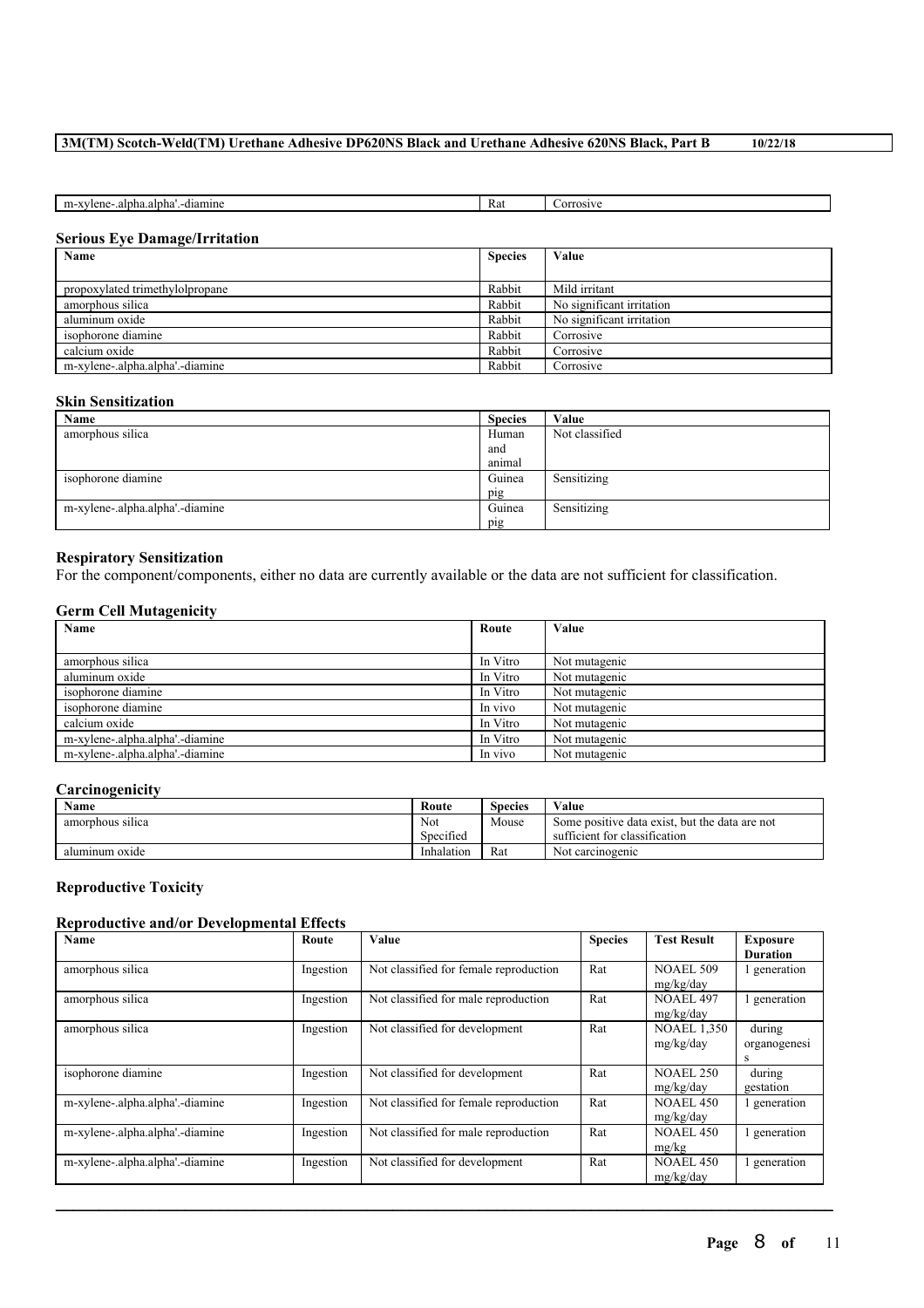| m-xylene-.alpha.alpha'.-diamine | Rat | Corrosive |
|---|---|---|

### Serious Eye Damage/Irritation

| Name | Species | Value |
|---|---|---|
| propoxylated trimethylolpropane | Rabbit | Mild irritant |
| amorphous silica | Rabbit | No significant irritation |
| aluminum oxide | Rabbit | No significant irritation |
| isophorone diamine | Rabbit | Corrosive |
| calcium oxide | Rabbit | Corrosive |
| m-xylene-.alpha.alpha'.-diamine | Rabbit | Corrosive |

### Skin Sensitization

| Name | Species | Value |
|---|---|---|
| amorphous silica | Human and animal | Not classified |
| isophorone diamine | Guinea pig | Sensitizing |
| m-xylene-.alpha.alpha'.-diamine | Guinea pig | Sensitizing |

### Respiratory Sensitization

For the component/components, either no data are currently available or the data are not sufficient for classification.

### Germ Cell Mutagenicity

| Name | Route | Value |
|---|---|---|
| amorphous silica | In Vitro | Not mutagenic |
| aluminum oxide | In Vitro | Not mutagenic |
| isophorone diamine | In Vitro | Not mutagenic |
| isophorone diamine | In vivo | Not mutagenic |
| calcium oxide | In Vitro | Not mutagenic |
| m-xylene-.alpha.alpha'.-diamine | In Vitro | Not mutagenic |
| m-xylene-.alpha.alpha'.-diamine | In vivo | Not mutagenic |

### Carcinogenicity

| Name | Route | Species | Value |
|---|---|---|---|
| amorphous silica | Not Specified | Mouse | Some positive data exist, but the data are not sufficient for classification |
| aluminum oxide | Inhalation | Rat | Not carcinogenic |

### Reproductive Toxicity

### Reproductive and/or Developmental Effects

| Name | Route | Value | Species | Test Result | Exposure Duration |
|---|---|---|---|---|---|
| amorphous silica | Ingestion | Not classified for female reproduction | Rat | NOAEL 509 mg/kg/day | 1 generation |
| amorphous silica | Ingestion | Not classified for male reproduction | Rat | NOAEL 497 mg/kg/day | 1 generation |
| amorphous silica | Ingestion | Not classified for development | Rat | NOAEL 1,350 mg/kg/day | during organogenesis |
| isophorone diamine | Ingestion | Not classified for development | Rat | NOAEL 250 mg/kg/day | during gestation |
| m-xylene-.alpha.alpha'.-diamine | Ingestion | Not classified for female reproduction | Rat | NOAEL 450 mg/kg/day | 1 generation |
| m-xylene-.alpha.alpha'.-diamine | Ingestion | Not classified for male reproduction | Rat | NOAEL 450 mg/kg | 1 generation |
| m-xylene-.alpha.alpha'.-diamine | Ingestion | Not classified for development | Rat | NOAEL 450 mg/kg/day | 1 generation |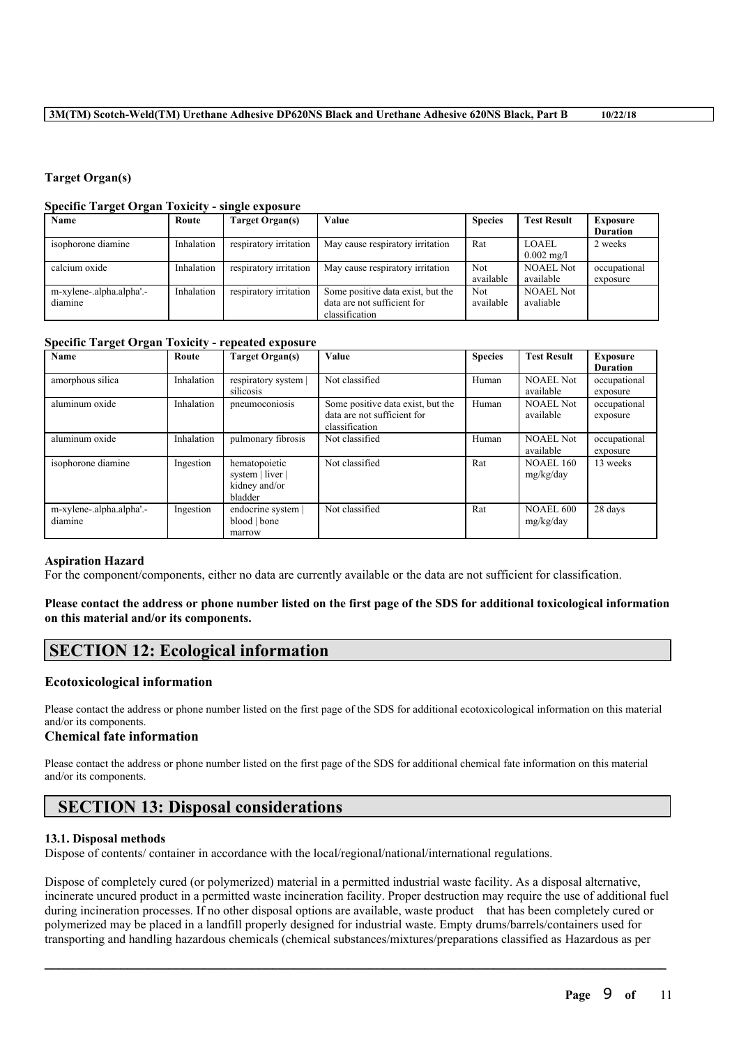**Target Organ(s)**

**Specific Target Organ Toxicity - single exposure**

| Name | Route | Target Organ(s) | Value | Species | Test Result | Exposure Duration |
|---|---|---|---|---|---|---|
| isophorone diamine | Inhalation | respiratory irritation | May cause respiratory irritation | Rat | LOAEL 0.002 mg/l | 2 weeks |
| calcium oxide | Inhalation | respiratory irritation | May cause respiratory irritation | Not available | NOAEL Not available | occupational exposure |
| m-xylene-.alpha.alpha'.-diamine | Inhalation | respiratory irritation | Some positive data exist, but the data are not sufficient for classification | Not available | NOAEL Not available | |

**Specific Target Organ Toxicity - repeated exposure**

| Name | Route | Target Organ(s) | Value | Species | Test Result | Exposure Duration |
|---|---|---|---|---|---|---|
| amorphous silica | Inhalation | respiratory system \| silicosis | Not classified | Human | NOAEL Not available | occupational exposure |
| aluminum oxide | Inhalation | pneumoconiosis | Some positive data exist, but the data are not sufficient for classification | Human | NOAEL Not available | occupational exposure |
| aluminum oxide | Inhalation | pulmonary fibrosis | Not classified | Human | NOAEL Not available | occupational exposure |
| isophorone diamine | Ingestion | hematopoietic system \| liver \| kidney and/or bladder | Not classified | Rat | NOAEL 160 mg/kg/day | 13 weeks |
| m-xylene-.alpha.alpha'.-diamine | Ingestion | endocrine system \| blood \| bone marrow | Not classified | Rat | NOAEL 600 mg/kg/day | 28 days |

**Aspiration Hazard**

For the component/components, either no data are currently available or the data are not sufficient for classification.

**Please contact the address or phone number listed on the first page of the SDS for additional toxicological information on this material and/or its components.**

## SECTION 12: Ecological information

### Ecotoxicological information

Please contact the address or phone number listed on the first page of the SDS for additional ecotoxicological information on this material and/or its components.

### Chemical fate information

Please contact the address or phone number listed on the first page of the SDS for additional chemical fate information on this material and/or its components.

## SECTION 13: Disposal considerations

**13.1. Disposal methods**

Dispose of contents/ container in accordance with the local/regional/national/international regulations.

Dispose of completely cured (or polymerized) material in a permitted industrial waste facility. As a disposal alternative, incinerate uncured product in a permitted waste incineration facility. Proper destruction may require the use of additional fuel during incineration processes. If no other disposal options are available, waste product that has been completely cured or polymerized may be placed in a landfill properly designed for industrial waste. Empty drums/barrels/containers used for transporting and handling hazardous chemicals (chemical substances/mixtures/preparations classified as Hazardous as per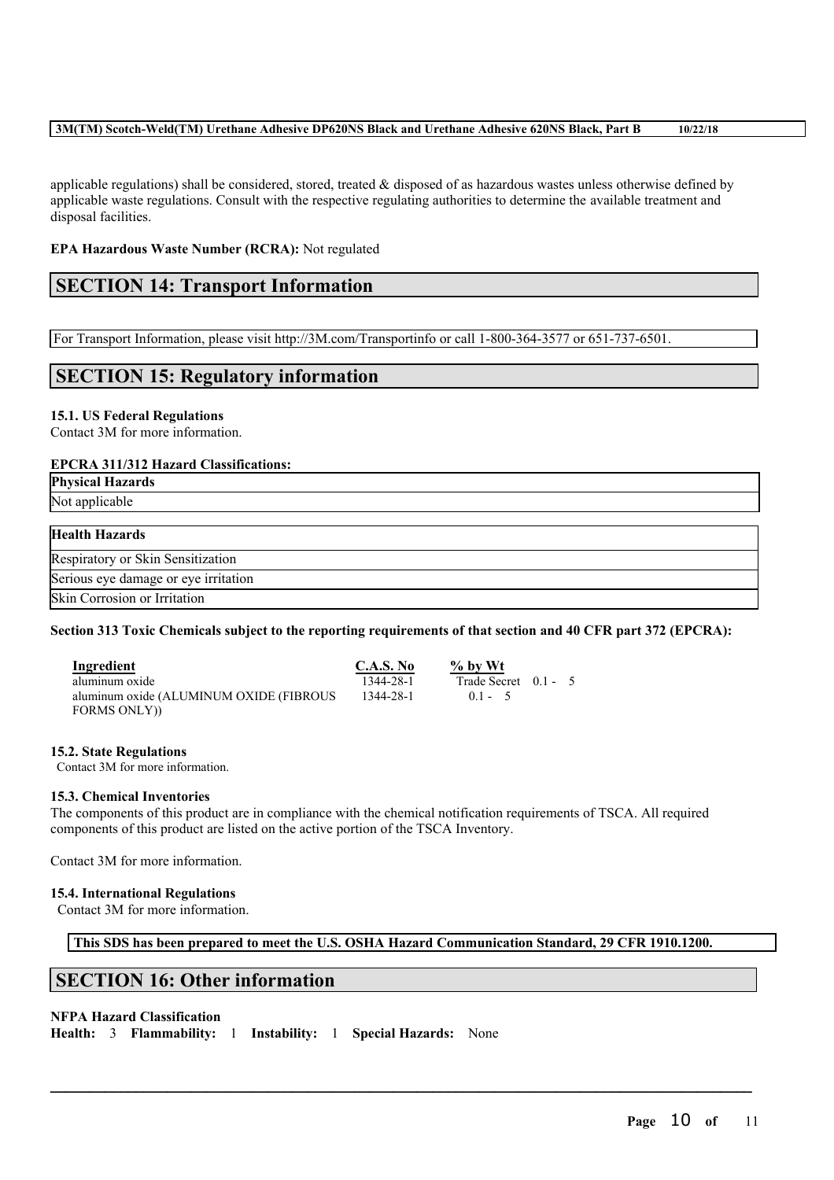applicable regulations) shall be considered, stored, treated & disposed of as hazardous wastes unless otherwise defined by applicable waste regulations. Consult with the respective regulating authorities to determine the available treatment and disposal facilities.

**EPA Hazardous Waste Number (RCRA):** Not regulated

## SECTION 14: Transport Information

For Transport Information, please visit http://3M.com/Transportinfo or call 1-800-364-3577 or 651-737-6501.

## SECTION 15: Regulatory information

### 15.1. US Federal Regulations

Contact 3M for more information.

**EPCRA 311/312 Hazard Classifications:**

| Physical Hazards |
|---|
| Not applicable |

| Health Hazards |
|---|
| Respiratory or Skin Sensitization |
| Serious eye damage or eye irritation |
| Skin Corrosion or Irritation |

**Section 313 Toxic Chemicals subject to the reporting requirements of that section and 40 CFR part 372 (EPCRA):**

| Ingredient | C.A.S. No | % by Wt |
|---|---|---|
| aluminum oxide | 1344-28-1 | Trade Secret 0.1 - 5 |
| aluminum oxide (ALUMINUM OXIDE (FIBROUS FORMS ONLY)) | 1344-28-1 | 0.1 - 5 |

### 15.2. State Regulations

Contact 3M for more information.

### 15.3. Chemical Inventories

The components of this product are in compliance with the chemical notification requirements of TSCA. All required components of this product are listed on the active portion of the TSCA Inventory.

Contact 3M for more information.

### 15.4. International Regulations

Contact 3M for more information.

**This SDS has been prepared to meet the U.S. OSHA Hazard Communication Standard, 29 CFR 1910.1200.**

## SECTION 16: Other information

**NFPA Hazard Classification**

**Health:** 3 **Flammability:** 1 **Instability:** 1 **Special Hazards:** None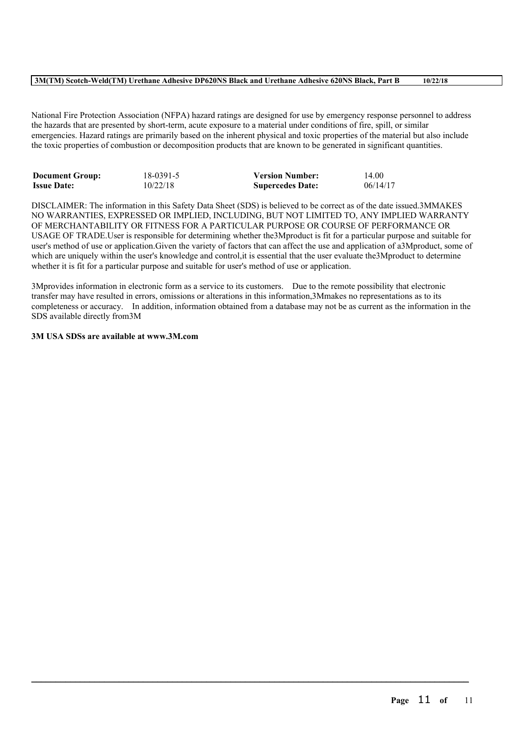National Fire Protection Association (NFPA) hazard ratings are designed for use by emergency response personnel to address the hazards that are presented by short-term, acute exposure to a material under conditions of fire, spill, or similar emergencies. Hazard ratings are primarily based on the inherent physical and toxic properties of the material but also include the toxic properties of combustion or decomposition products that are known to be generated in significant quantities.

| | | | |
|---|---|---|---|
| **Document Group:** | 18-0391-5 | **Version Number:** | 14.00 |
| **Issue Date:** | 10/22/18 | **Supercedes Date:** | 06/14/17 |

DISCLAIMER: The information in this Safety Data Sheet (SDS) is believed to be correct as of the date issued.3MMAKES NO WARRANTIES, EXPRESSED OR IMPLIED, INCLUDING, BUT NOT LIMITED TO, ANY IMPLIED WARRANTY OF MERCHANTABILITY OR FITNESS FOR A PARTICULAR PURPOSE OR COURSE OF PERFORMANCE OR USAGE OF TRADE.User is responsible for determining whether the3Mproduct is fit for a particular purpose and suitable for user's method of use or application.Given the variety of factors that can affect the use and application of a3Mproduct, some of which are uniquely within the user's knowledge and control,it is essential that the user evaluate the3Mproduct to determine whether it is fit for a particular purpose and suitable for user's method of use or application.

3Mprovides information in electronic form as a service to its customers. Due to the remote possibility that electronic transfer may have resulted in errors, omissions or alterations in this information,3Mmakes no representations as to its completeness or accuracy. In addition, information obtained from a database may not be as current as the information in the SDS available directly from3M

**3M USA SDSs are available at www.3M.com**